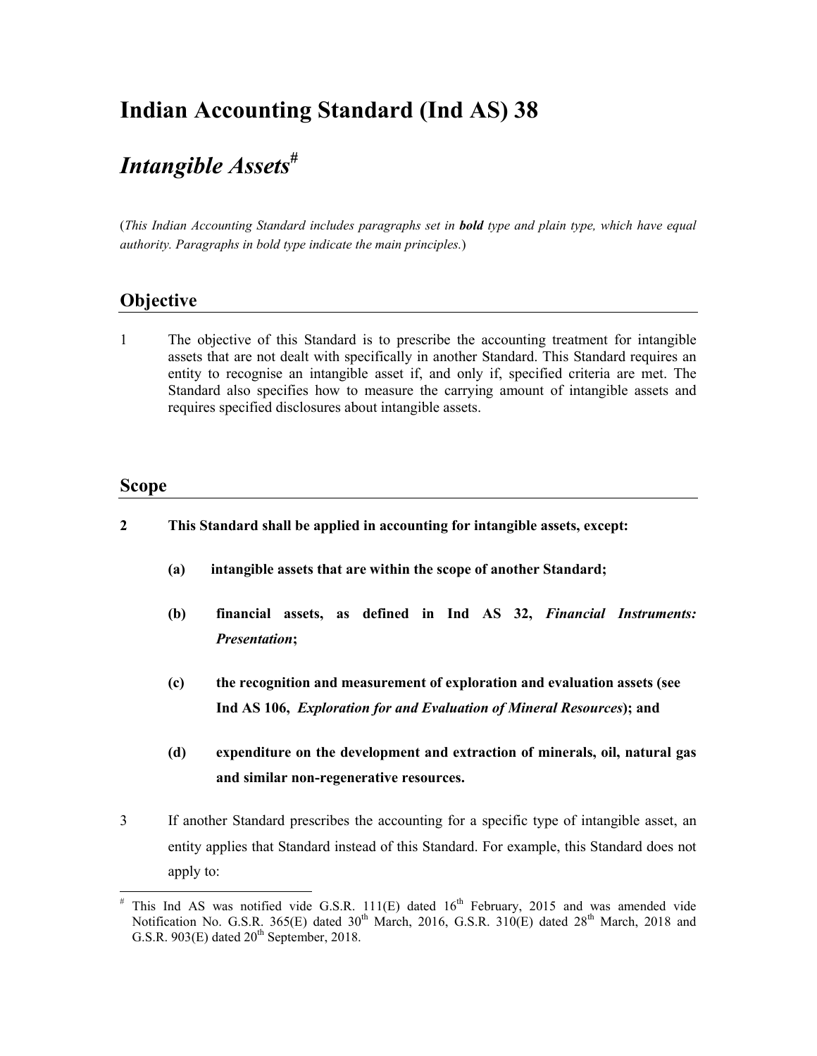# Indian Accounting Standard (Ind AS) 38

## *Intangible Assets*[#]

(*This Indian Accounting Standard includes paragraphs set in **bold** type and plain type, which have equal authority. Paragraphs in bold type indicate the main principles.*)

## Objective

1 The objective of this Standard is to prescribe the accounting treatment for intangible assets that are not dealt with specifically in another Standard. This Standard requires an entity to recognise an intangible asset if, and only if, specified criteria are met. The Standard also specifies how to measure the carrying amount of intangible assets and requires specified disclosures about intangible assets.

## Scope

**2 This Standard shall be applied in accounting for intangible assets, except:**

**(a) intangible assets that are within the scope of another Standard;**

**(b) financial assets, as defined in Ind AS 32, *Financial Instruments: Presentation*;**

**(c) the recognition and measurement of exploration and evaluation assets (see Ind AS 106, *Exploration for and Evaluation of Mineral Resources*); and**

**(d) expenditure on the development and extraction of minerals, oil, natural gas and similar non-regenerative resources.**

3 If another Standard prescribes the accounting for a specific type of intangible asset, an entity applies that Standard instead of this Standard. For example, this Standard does not apply to:

[#] This Ind AS was notified vide G.S.R. 111(E) dated 16th February, 2015 and was amended vide Notification No. G.S.R. 365(E) dated 30th March, 2016, G.S.R. 310(E) dated 28th March, 2018 and G.S.R. 903(E) dated 20th September, 2018.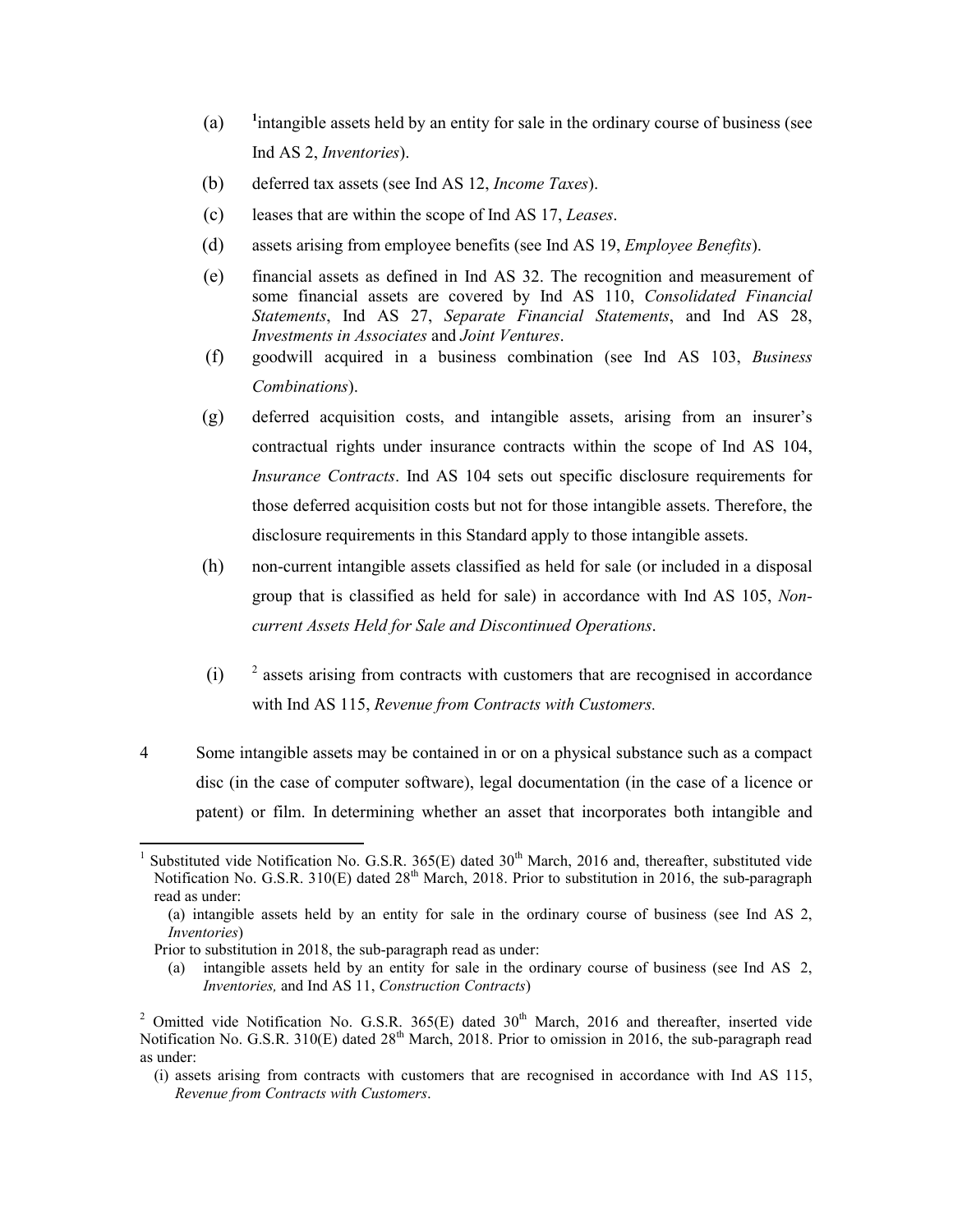(a) [1]intangible assets held by an entity for sale in the ordinary course of business (see Ind AS 2, *Inventories*).

(b) deferred tax assets (see Ind AS 12, *Income Taxes*).

(c) leases that are within the scope of Ind AS 17, *Leases*.

(d) assets arising from employee benefits (see Ind AS 19, *Employee Benefits*).

(e) financial assets as defined in Ind AS 32. The recognition and measurement of some financial assets are covered by Ind AS 110, *Consolidated Financial Statements*, Ind AS 27, *Separate Financial Statements*, and Ind AS 28, *Investments in Associates* and *Joint Ventures*.

(f) goodwill acquired in a business combination (see Ind AS 103, *Business Combinations*).

(g) deferred acquisition costs, and intangible assets, arising from an insurer's contractual rights under insurance contracts within the scope of Ind AS 104, *Insurance Contracts*. Ind AS 104 sets out specific disclosure requirements for those deferred acquisition costs but not for those intangible assets. Therefore, the disclosure requirements in this Standard apply to those intangible assets.

(h) non-current intangible assets classified as held for sale (or included in a disposal group that is classified as held for sale) in accordance with Ind AS 105, *Non-current Assets Held for Sale and Discontinued Operations*.

(i) [2] assets arising from contracts with customers that are recognised in accordance with Ind AS 115, *Revenue from Contracts with Customers.*

4 Some intangible assets may be contained in or on a physical substance such as a compact disc (in the case of computer software), legal documentation (in the case of a licence or patent) or film. In determining whether an asset that incorporates both intangible and

---

[1] Substituted vide Notification No. G.S.R. 365(E) dated 30th March, 2016 and, thereafter, substituted vide Notification No. G.S.R. 310(E) dated 28th March, 2018. Prior to substitution in 2016, the sub-paragraph read as under:

(a) intangible assets held by an entity for sale in the ordinary course of business (see Ind AS 2, *Inventories*)

Prior to substitution in 2018, the sub-paragraph read as under:

(a) intangible assets held by an entity for sale in the ordinary course of business (see Ind AS 2, *Inventories,* and Ind AS 11, *Construction Contracts*)

[2] Omitted vide Notification No. G.S.R. 365(E) dated 30th March, 2016 and thereafter, inserted vide Notification No. G.S.R. 310(E) dated 28th March, 2018. Prior to omission in 2016, the sub-paragraph read as under:

(i) assets arising from contracts with customers that are recognised in accordance with Ind AS 115, *Revenue from Contracts with Customers*.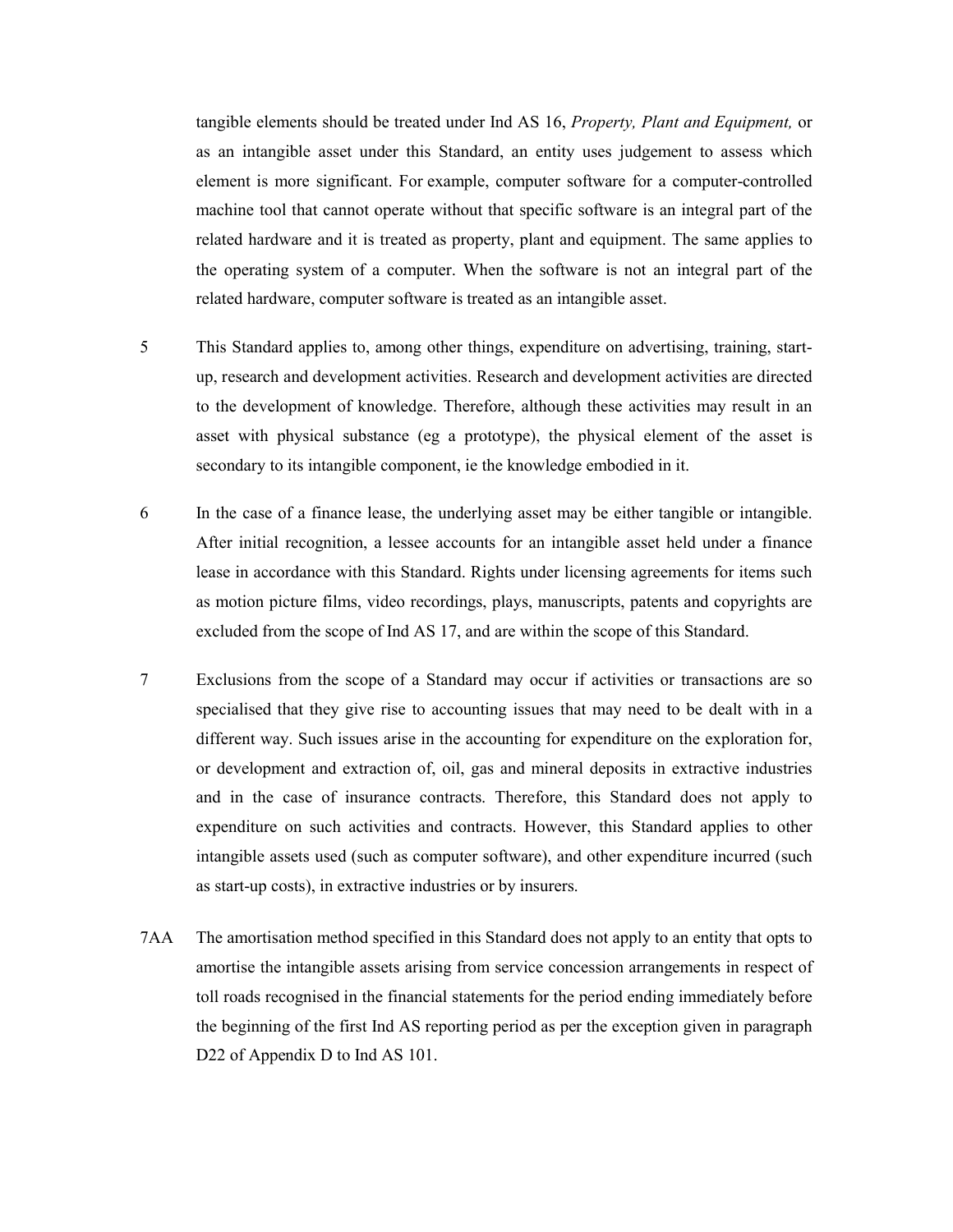tangible elements should be treated under Ind AS 16, *Property, Plant and Equipment,* or as an intangible asset under this Standard, an entity uses judgement to assess which element is more significant. For example, computer software for a computer-controlled machine tool that cannot operate without that specific software is an integral part of the related hardware and it is treated as property, plant and equipment. The same applies to the operating system of a computer. When the software is not an integral part of the related hardware, computer software is treated as an intangible asset.

5 This Standard applies to, among other things, expenditure on advertising, training, start-up, research and development activities. Research and development activities are directed to the development of knowledge. Therefore, although these activities may result in an asset with physical substance (eg a prototype), the physical element of the asset is secondary to its intangible component, ie the knowledge embodied in it.

6 In the case of a finance lease, the underlying asset may be either tangible or intangible. After initial recognition, a lessee accounts for an intangible asset held under a finance lease in accordance with this Standard. Rights under licensing agreements for items such as motion picture films, video recordings, plays, manuscripts, patents and copyrights are excluded from the scope of Ind AS 17, and are within the scope of this Standard.

7 Exclusions from the scope of a Standard may occur if activities or transactions are so specialised that they give rise to accounting issues that may need to be dealt with in a different way. Such issues arise in the accounting for expenditure on the exploration for, or development and extraction of, oil, gas and mineral deposits in extractive industries and in the case of insurance contracts. Therefore, this Standard does not apply to expenditure on such activities and contracts. However, this Standard applies to other intangible assets used (such as computer software), and other expenditure incurred (such as start-up costs), in extractive industries or by insurers.

7AA The amortisation method specified in this Standard does not apply to an entity that opts to amortise the intangible assets arising from service concession arrangements in respect of toll roads recognised in the financial statements for the period ending immediately before the beginning of the first Ind AS reporting period as per the exception given in paragraph D22 of Appendix D to Ind AS 101.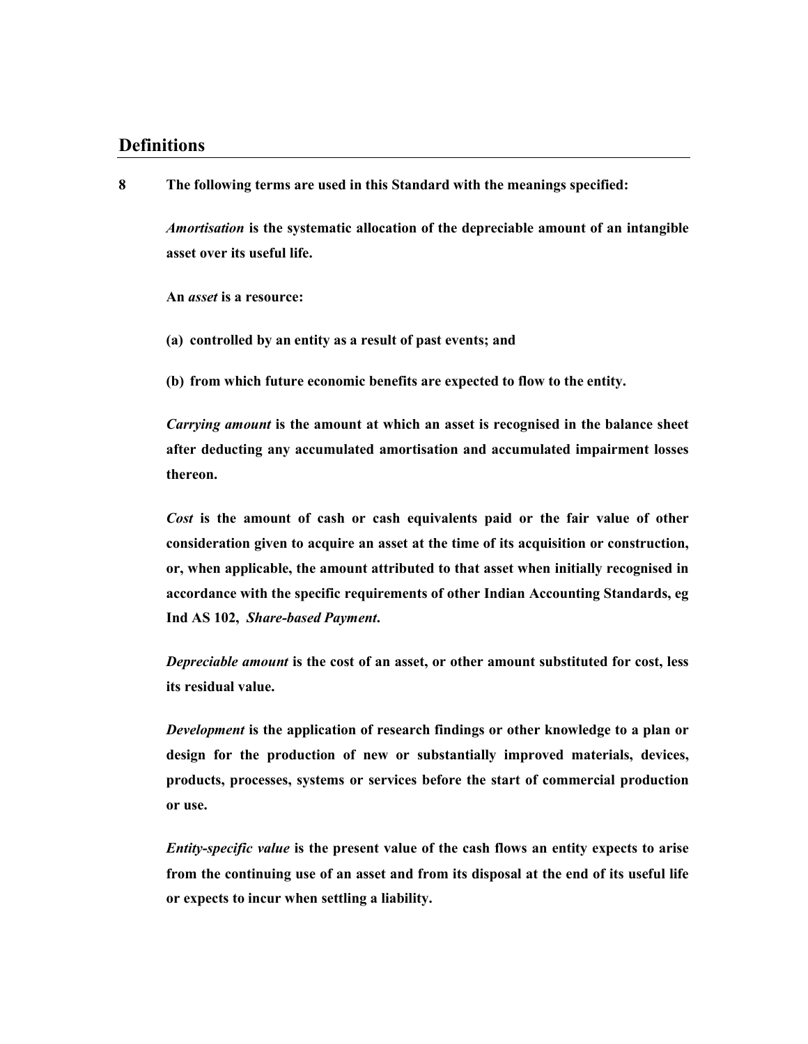## Definitions

**8 The following terms are used in this Standard with the meanings specified:**

***Amortisation*** **is the systematic allocation of the depreciable amount of an intangible asset over its useful life.**

**An *asset* is a resource:**

**(a) controlled by an entity as a result of past events; and**

**(b) from which future economic benefits are expected to flow to the entity.**

***Carrying amount*** **is the amount at which an asset is recognised in the balance sheet after deducting any accumulated amortisation and accumulated impairment losses thereon.**

***Cost*** **is the amount of cash or cash equivalents paid or the fair value of other consideration given to acquire an asset at the time of its acquisition or construction, or, when applicable, the amount attributed to that asset when initially recognised in accordance with the specific requirements of other Indian Accounting Standards, eg Ind AS 102, *Share-based Payment*.**

***Depreciable amount*** **is the cost of an asset, or other amount substituted for cost, less its residual value.**

***Development*** **is the application of research findings or other knowledge to a plan or design for the production of new or substantially improved materials, devices, products, processes, systems or services before the start of commercial production or use.**

***Entity-specific value*** **is the present value of the cash flows an entity expects to arise from the continuing use of an asset and from its disposal at the end of its useful life or expects to incur when settling a liability.**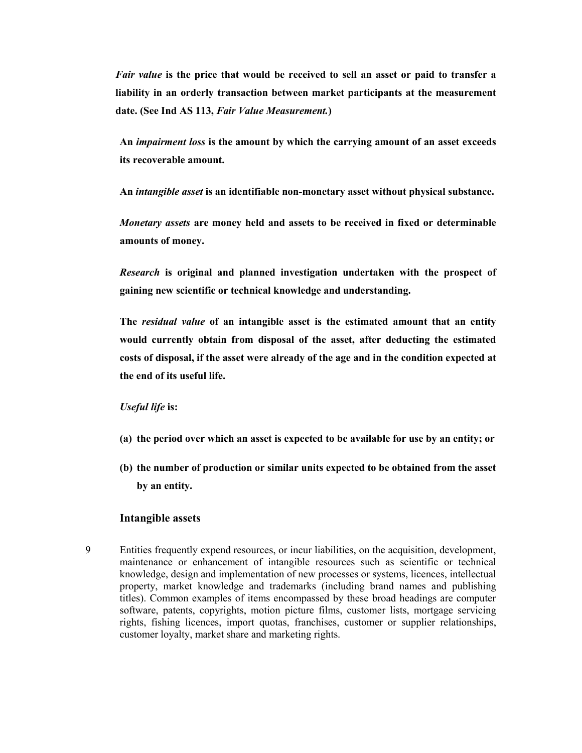***Fair value* is the price that would be received to sell an asset or paid to transfer a liability in an orderly transaction between market participants at the measurement date. (See Ind AS 113, *Fair Value Measurement.*)**

**An *impairment loss* is the amount by which the carrying amount of an asset exceeds its recoverable amount.**

**An *intangible asset* is an identifiable non-monetary asset without physical substance.**

***Monetary assets* are money held and assets to be received in fixed or determinable amounts of money.**

***Research* is original and planned investigation undertaken with the prospect of gaining new scientific or technical knowledge and understanding.**

**The *residual value* of an intangible asset is the estimated amount that an entity would currently obtain from disposal of the asset, after deducting the estimated costs of disposal, if the asset were already of the age and in the condition expected at the end of its useful life.**

***Useful life* is:**

**(a) the period over which an asset is expected to be available for use by an entity; or**

**(b) the number of production or similar units expected to be obtained from the asset by an entity.**

### Intangible assets

9 Entities frequently expend resources, or incur liabilities, on the acquisition, development, maintenance or enhancement of intangible resources such as scientific or technical knowledge, design and implementation of new processes or systems, licences, intellectual property, market knowledge and trademarks (including brand names and publishing titles). Common examples of items encompassed by these broad headings are computer software, patents, copyrights, motion picture films, customer lists, mortgage servicing rights, fishing licences, import quotas, franchises, customer or supplier relationships, customer loyalty, market share and marketing rights.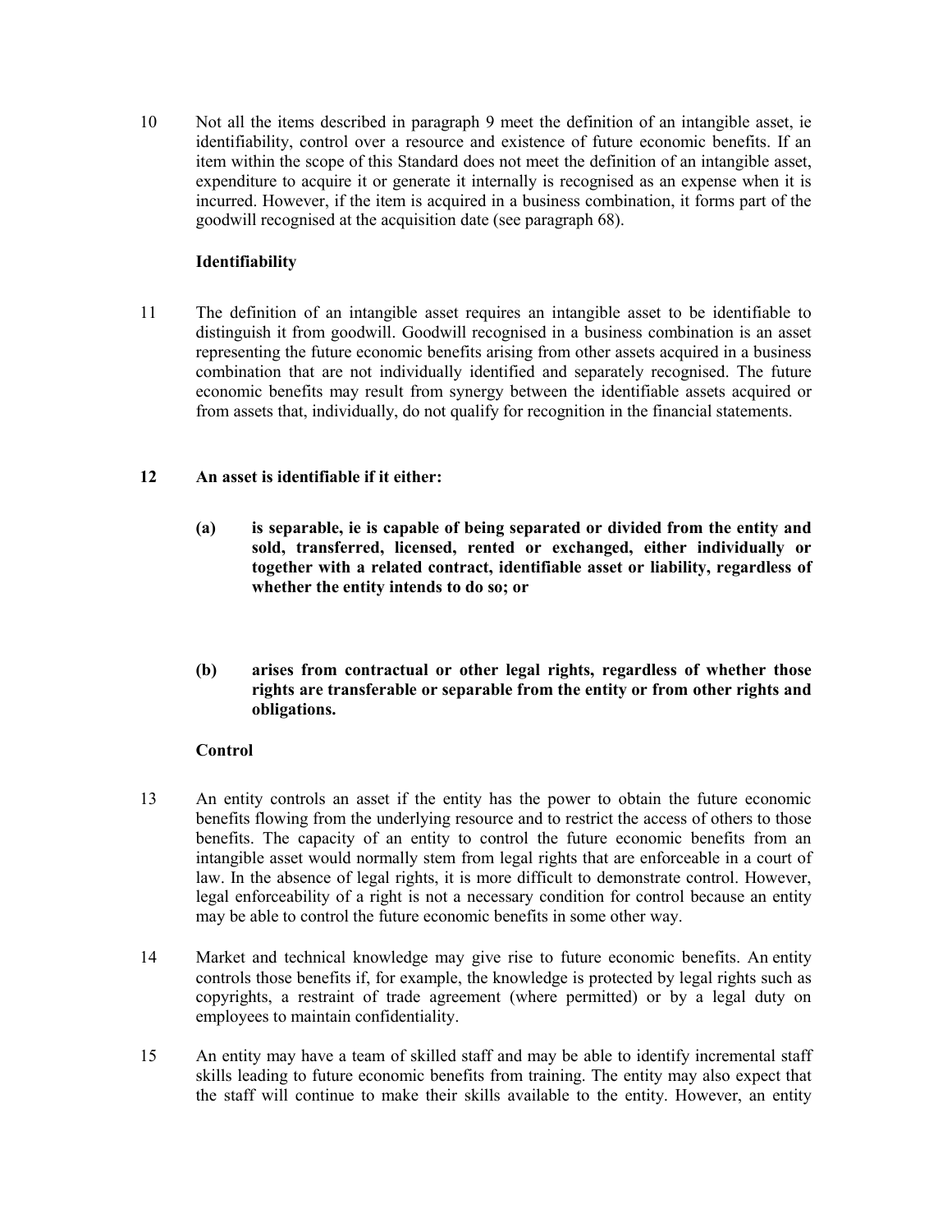10 Not all the items described in paragraph 9 meet the definition of an intangible asset, ie identifiability, control over a resource and existence of future economic benefits. If an item within the scope of this Standard does not meet the definition of an intangible asset, expenditure to acquire it or generate it internally is recognised as an expense when it is incurred. However, if the item is acquired in a business combination, it forms part of the goodwill recognised at the acquisition date (see paragraph 68).

### Identifiability

11 The definition of an intangible asset requires an intangible asset to be identifiable to distinguish it from goodwill. Goodwill recognised in a business combination is an asset representing the future economic benefits arising from other assets acquired in a business combination that are not individually identified and separately recognised. The future economic benefits may result from synergy between the identifiable assets acquired or from assets that, individually, do not qualify for recognition in the financial statements.

**12 An asset is identifiable if it either:**

**(a) is separable, ie is capable of being separated or divided from the entity and sold, transferred, licensed, rented or exchanged, either individually or together with a related contract, identifiable asset or liability, regardless of whether the entity intends to do so; or**

**(b) arises from contractual or other legal rights, regardless of whether those rights are transferable or separable from the entity or from other rights and obligations.**

### Control

13 An entity controls an asset if the entity has the power to obtain the future economic benefits flowing from the underlying resource and to restrict the access of others to those benefits. The capacity of an entity to control the future economic benefits from an intangible asset would normally stem from legal rights that are enforceable in a court of law. In the absence of legal rights, it is more difficult to demonstrate control. However, legal enforceability of a right is not a necessary condition for control because an entity may be able to control the future economic benefits in some other way.

14 Market and technical knowledge may give rise to future economic benefits. An entity controls those benefits if, for example, the knowledge is protected by legal rights such as copyrights, a restraint of trade agreement (where permitted) or by a legal duty on employees to maintain confidentiality.

15 An entity may have a team of skilled staff and may be able to identify incremental staff skills leading to future economic benefits from training. The entity may also expect that the staff will continue to make their skills available to the entity. However, an entity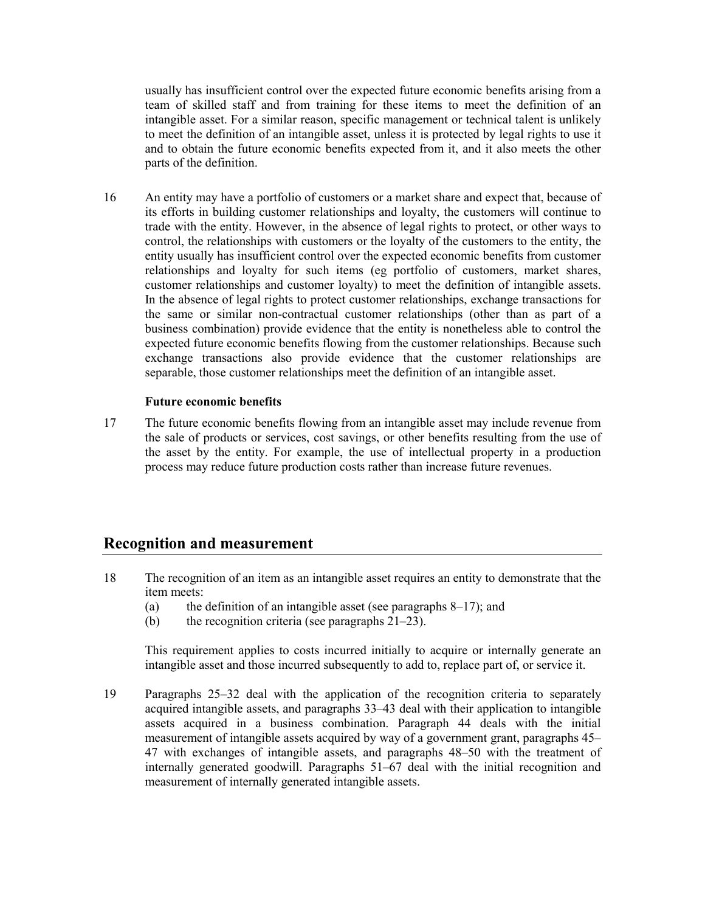usually has insufficient control over the expected future economic benefits arising from a team of skilled staff and from training for these items to meet the definition of an intangible asset. For a similar reason, specific management or technical talent is unlikely to meet the definition of an intangible asset, unless it is protected by legal rights to use it and to obtain the future economic benefits expected from it, and it also meets the other parts of the definition.

16 An entity may have a portfolio of customers or a market share and expect that, because of its efforts in building customer relationships and loyalty, the customers will continue to trade with the entity. However, in the absence of legal rights to protect, or other ways to control, the relationships with customers or the loyalty of the customers to the entity, the entity usually has insufficient control over the expected economic benefits from customer relationships and loyalty for such items (eg portfolio of customers, market shares, customer relationships and customer loyalty) to meet the definition of intangible assets. In the absence of legal rights to protect customer relationships, exchange transactions for the same or similar non-contractual customer relationships (other than as part of a business combination) provide evidence that the entity is nonetheless able to control the expected future economic benefits flowing from the customer relationships. Because such exchange transactions also provide evidence that the customer relationships are separable, those customer relationships meet the definition of an intangible asset.

### Future economic benefits

17 The future economic benefits flowing from an intangible asset may include revenue from the sale of products or services, cost savings, or other benefits resulting from the use of the asset by the entity. For example, the use of intellectual property in a production process may reduce future production costs rather than increase future revenues.

## Recognition and measurement

18 The recognition of an item as an intangible asset requires an entity to demonstrate that the item meets:

(a) the definition of an intangible asset (see paragraphs 8–17); and
(b) the recognition criteria (see paragraphs 21–23).

This requirement applies to costs incurred initially to acquire or internally generate an intangible asset and those incurred subsequently to add to, replace part of, or service it.

19 Paragraphs 25–32 deal with the application of the recognition criteria to separately acquired intangible assets, and paragraphs 33–43 deal with their application to intangible assets acquired in a business combination. Paragraph 44 deals with the initial measurement of intangible assets acquired by way of a government grant, paragraphs 45–47 with exchanges of intangible assets, and paragraphs 48–50 with the treatment of internally generated goodwill. Paragraphs 51–67 deal with the initial recognition and measurement of internally generated intangible assets.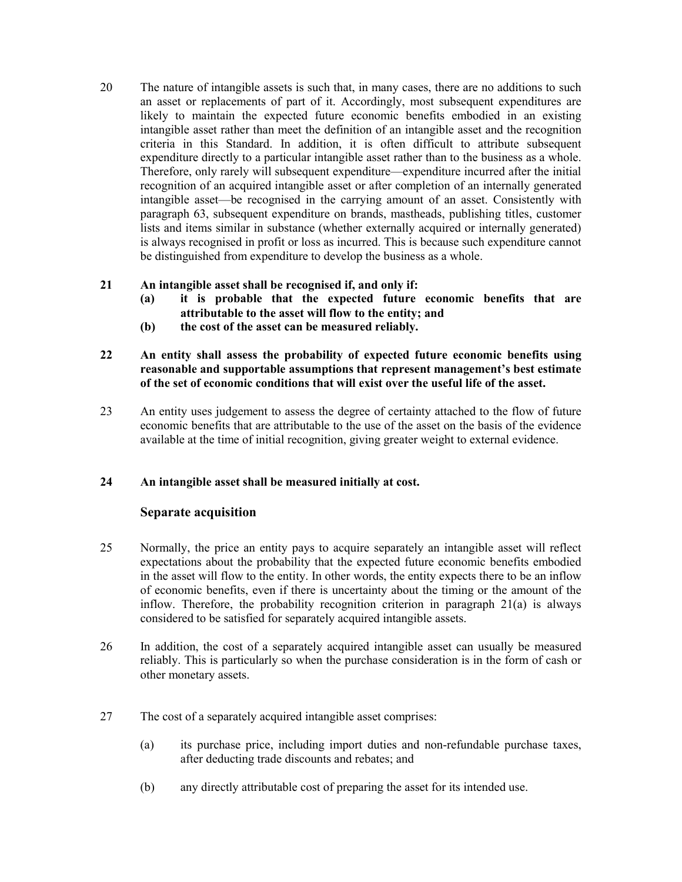20 The nature of intangible assets is such that, in many cases, there are no additions to such an asset or replacements of part of it. Accordingly, most subsequent expenditures are likely to maintain the expected future economic benefits embodied in an existing intangible asset rather than meet the definition of an intangible asset and the recognition criteria in this Standard. In addition, it is often difficult to attribute subsequent expenditure directly to a particular intangible asset rather than to the business as a whole. Therefore, only rarely will subsequent expenditure—expenditure incurred after the initial recognition of an acquired intangible asset or after completion of an internally generated intangible asset—be recognised in the carrying amount of an asset. Consistently with paragraph 63, subsequent expenditure on brands, mastheads, publishing titles, customer lists and items similar in substance (whether externally acquired or internally generated) is always recognised in profit or loss as incurred. This is because such expenditure cannot be distinguished from expenditure to develop the business as a whole.

**21 An intangible asset shall be recognised if, and only if:**

**(a) it is probable that the expected future economic benefits that are attributable to the asset will flow to the entity; and**

**(b) the cost of the asset can be measured reliably.**

**22 An entity shall assess the probability of expected future economic benefits using reasonable and supportable assumptions that represent management's best estimate of the set of economic conditions that will exist over the useful life of the asset.**

23 An entity uses judgement to assess the degree of certainty attached to the flow of future economic benefits that are attributable to the use of the asset on the basis of the evidence available at the time of initial recognition, giving greater weight to external evidence.

**24 An intangible asset shall be measured initially at cost.**

### Separate acquisition

25 Normally, the price an entity pays to acquire separately an intangible asset will reflect expectations about the probability that the expected future economic benefits embodied in the asset will flow to the entity. In other words, the entity expects there to be an inflow of economic benefits, even if there is uncertainty about the timing or the amount of the inflow. Therefore, the probability recognition criterion in paragraph 21(a) is always considered to be satisfied for separately acquired intangible assets.

26 In addition, the cost of a separately acquired intangible asset can usually be measured reliably. This is particularly so when the purchase consideration is in the form of cash or other monetary assets.

27 The cost of a separately acquired intangible asset comprises:

(a) its purchase price, including import duties and non-refundable purchase taxes, after deducting trade discounts and rebates; and

(b) any directly attributable cost of preparing the asset for its intended use.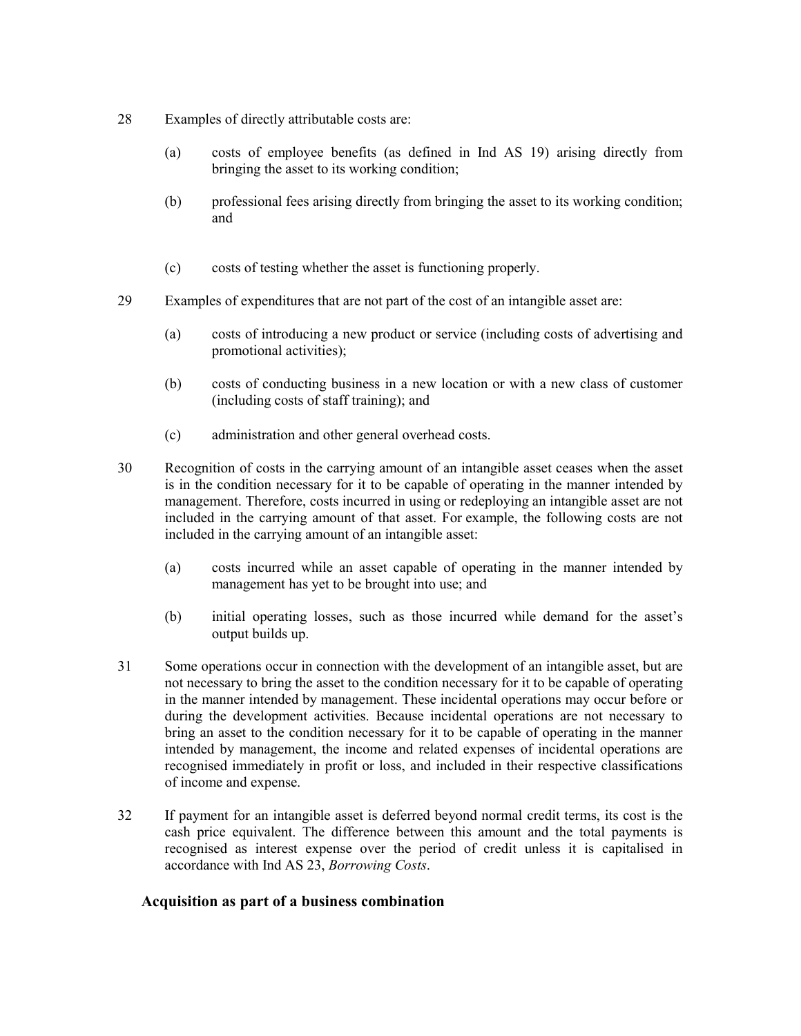28 Examples of directly attributable costs are:

(a) costs of employee benefits (as defined in Ind AS 19) arising directly from bringing the asset to its working condition;

(b) professional fees arising directly from bringing the asset to its working condition; and

(c) costs of testing whether the asset is functioning properly.

29 Examples of expenditures that are not part of the cost of an intangible asset are:

(a) costs of introducing a new product or service (including costs of advertising and promotional activities);

(b) costs of conducting business in a new location or with a new class of customer (including costs of staff training); and

(c) administration and other general overhead costs.

30 Recognition of costs in the carrying amount of an intangible asset ceases when the asset is in the condition necessary for it to be capable of operating in the manner intended by management. Therefore, costs incurred in using or redeploying an intangible asset are not included in the carrying amount of that asset. For example, the following costs are not included in the carrying amount of an intangible asset:

(a) costs incurred while an asset capable of operating in the manner intended by management has yet to be brought into use; and

(b) initial operating losses, such as those incurred while demand for the asset's output builds up.

31 Some operations occur in connection with the development of an intangible asset, but are not necessary to bring the asset to the condition necessary for it to be capable of operating in the manner intended by management. These incidental operations may occur before or during the development activities. Because incidental operations are not necessary to bring an asset to the condition necessary for it to be capable of operating in the manner intended by management, the income and related expenses of incidental operations are recognised immediately in profit or loss, and included in their respective classifications of income and expense.

32 If payment for an intangible asset is deferred beyond normal credit terms, its cost is the cash price equivalent. The difference between this amount and the total payments is recognised as interest expense over the period of credit unless it is capitalised in accordance with Ind AS 23, *Borrowing Costs*.

### Acquisition as part of a business combination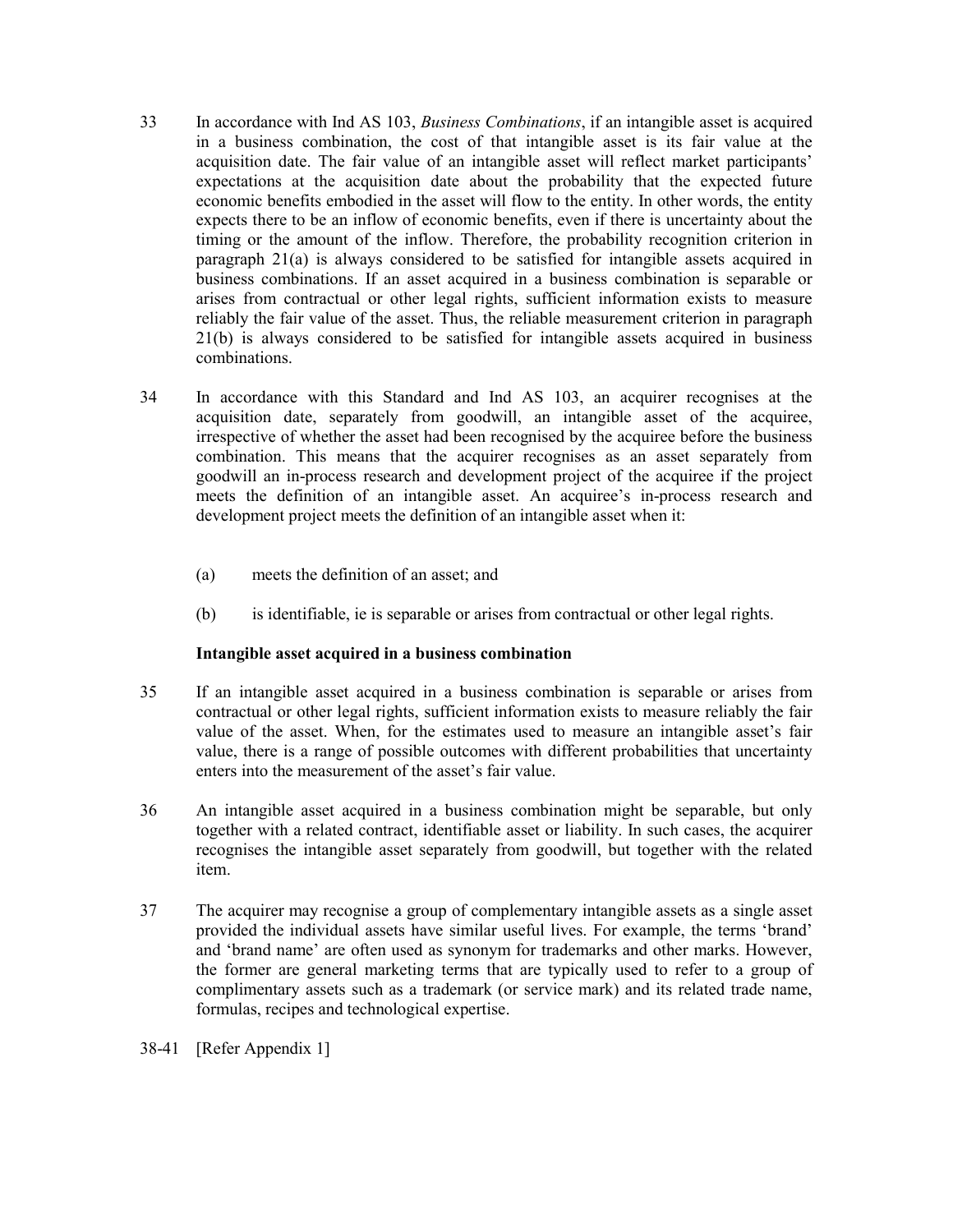33 In accordance with Ind AS 103, *Business Combinations*, if an intangible asset is acquired in a business combination, the cost of that intangible asset is its fair value at the acquisition date. The fair value of an intangible asset will reflect market participants' expectations at the acquisition date about the probability that the expected future economic benefits embodied in the asset will flow to the entity. In other words, the entity expects there to be an inflow of economic benefits, even if there is uncertainty about the timing or the amount of the inflow. Therefore, the probability recognition criterion in paragraph 21(a) is always considered to be satisfied for intangible assets acquired in business combinations. If an asset acquired in a business combination is separable or arises from contractual or other legal rights, sufficient information exists to measure reliably the fair value of the asset. Thus, the reliable measurement criterion in paragraph 21(b) is always considered to be satisfied for intangible assets acquired in business combinations.

34 In accordance with this Standard and Ind AS 103, an acquirer recognises at the acquisition date, separately from goodwill, an intangible asset of the acquiree, irrespective of whether the asset had been recognised by the acquiree before the business combination. This means that the acquirer recognises as an asset separately from goodwill an in-process research and development project of the acquiree if the project meets the definition of an intangible asset. An acquiree's in-process research and development project meets the definition of an intangible asset when it:

(a) meets the definition of an asset; and

(b) is identifiable, ie is separable or arises from contractual or other legal rights.

**Intangible asset acquired in a business combination**

35 If an intangible asset acquired in a business combination is separable or arises from contractual or other legal rights, sufficient information exists to measure reliably the fair value of the asset. When, for the estimates used to measure an intangible asset's fair value, there is a range of possible outcomes with different probabilities that uncertainty enters into the measurement of the asset's fair value.

36 An intangible asset acquired in a business combination might be separable, but only together with a related contract, identifiable asset or liability. In such cases, the acquirer recognises the intangible asset separately from goodwill, but together with the related item.

37 The acquirer may recognise a group of complementary intangible assets as a single asset provided the individual assets have similar useful lives. For example, the terms 'brand' and 'brand name' are often used as synonym for trademarks and other marks. However, the former are general marketing terms that are typically used to refer to a group of complimentary assets such as a trademark (or service mark) and its related trade name, formulas, recipes and technological expertise.

38-41 [Refer Appendix 1]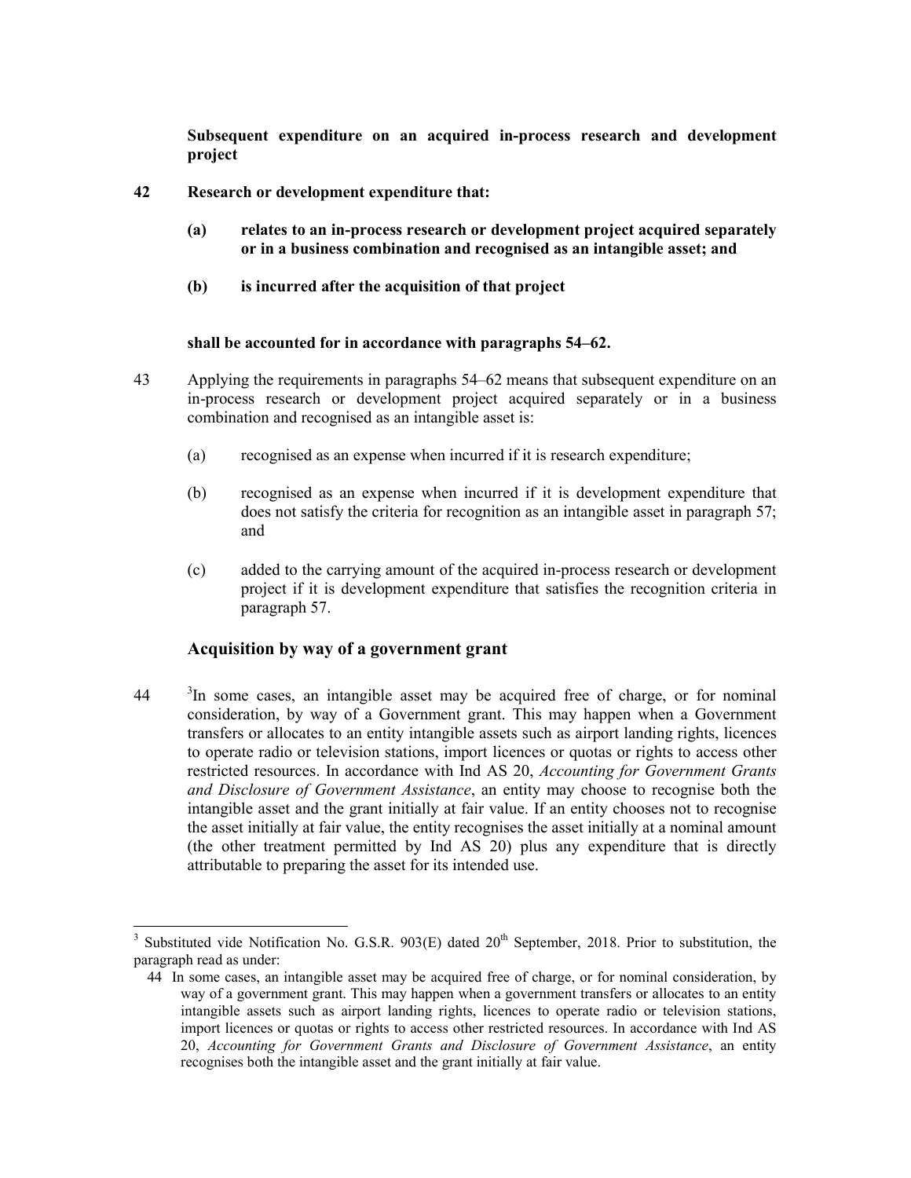**Subsequent expenditure on an acquired in-process research and development project**

**42 Research or development expenditure that:**

**(a) relates to an in-process research or development project acquired separately or in a business combination and recognised as an intangible asset; and**

**(b) is incurred after the acquisition of that project**

**shall be accounted for in accordance with paragraphs 54–62.**

43 Applying the requirements in paragraphs 54–62 means that subsequent expenditure on an in-process research or development project acquired separately or in a business combination and recognised as an intangible asset is:

(a) recognised as an expense when incurred if it is research expenditure;

(b) recognised as an expense when incurred if it is development expenditure that does not satisfy the criteria for recognition as an intangible asset in paragraph 57; and

(c) added to the carrying amount of the acquired in-process research or development project if it is development expenditure that satisfies the recognition criteria in paragraph 57.

## Acquisition by way of a government grant

44 [3]In some cases, an intangible asset may be acquired free of charge, or for nominal consideration, by way of a Government grant. This may happen when a Government transfers or allocates to an entity intangible assets such as airport landing rights, licences to operate radio or television stations, import licences or quotas or rights to access other restricted resources. In accordance with Ind AS 20, *Accounting for Government Grants and Disclosure of Government Assistance*, an entity may choose to recognise both the intangible asset and the grant initially at fair value. If an entity chooses not to recognise the asset initially at fair value, the entity recognises the asset initially at a nominal amount (the other treatment permitted by Ind AS 20) plus any expenditure that is directly attributable to preparing the asset for its intended use.

---

[3] Substituted vide Notification No. G.S.R. 903(E) dated 20th September, 2018. Prior to substitution, the paragraph read as under:

44 In some cases, an intangible asset may be acquired free of charge, or for nominal consideration, by way of a government grant. This may happen when a government transfers or allocates to an entity intangible assets such as airport landing rights, licences to operate radio or television stations, import licences or quotas or rights to access other restricted resources. In accordance with Ind AS 20, *Accounting for Government Grants and Disclosure of Government Assistance*, an entity recognises both the intangible asset and the grant initially at fair value.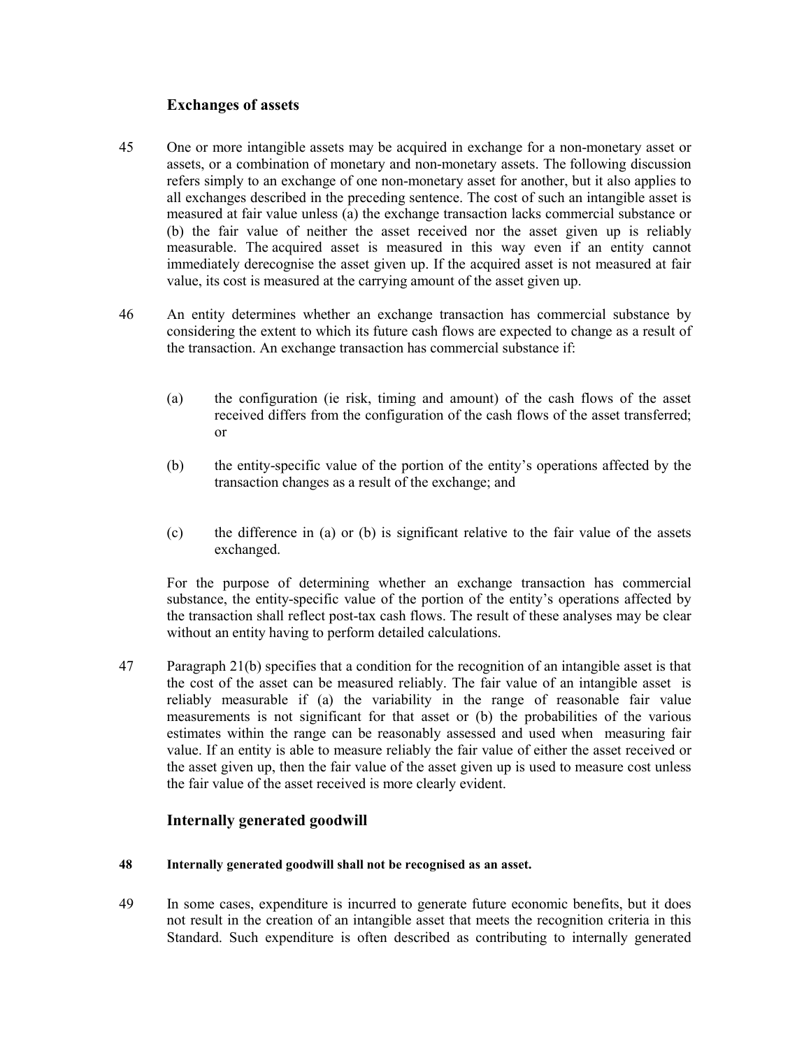### Exchanges of assets

45 One or more intangible assets may be acquired in exchange for a non-monetary asset or assets, or a combination of monetary and non-monetary assets. The following discussion refers simply to an exchange of one non-monetary asset for another, but it also applies to all exchanges described in the preceding sentence. The cost of such an intangible asset is measured at fair value unless (a) the exchange transaction lacks commercial substance or (b) the fair value of neither the asset received nor the asset given up is reliably measurable. The acquired asset is measured in this way even if an entity cannot immediately derecognise the asset given up. If the acquired asset is not measured at fair value, its cost is measured at the carrying amount of the asset given up.

46 An entity determines whether an exchange transaction has commercial substance by considering the extent to which its future cash flows are expected to change as a result of the transaction. An exchange transaction has commercial substance if:

(a) the configuration (ie risk, timing and amount) of the cash flows of the asset received differs from the configuration of the cash flows of the asset transferred; or

(b) the entity-specific value of the portion of the entity's operations affected by the transaction changes as a result of the exchange; and

(c) the difference in (a) or (b) is significant relative to the fair value of the assets exchanged.

For the purpose of determining whether an exchange transaction has commercial substance, the entity-specific value of the portion of the entity's operations affected by the transaction shall reflect post-tax cash flows. The result of these analyses may be clear without an entity having to perform detailed calculations.

47 Paragraph 21(b) specifies that a condition for the recognition of an intangible asset is that the cost of the asset can be measured reliably. The fair value of an intangible asset is reliably measurable if (a) the variability in the range of reasonable fair value measurements is not significant for that asset or (b) the probabilities of the various estimates within the range can be reasonably assessed and used when measuring fair value. If an entity is able to measure reliably the fair value of either the asset received or the asset given up, then the fair value of the asset given up is used to measure cost unless the fair value of the asset received is more clearly evident.

### Internally generated goodwill

**48 Internally generated goodwill shall not be recognised as an asset.**

49 In some cases, expenditure is incurred to generate future economic benefits, but it does not result in the creation of an intangible asset that meets the recognition criteria in this Standard. Such expenditure is often described as contributing to internally generated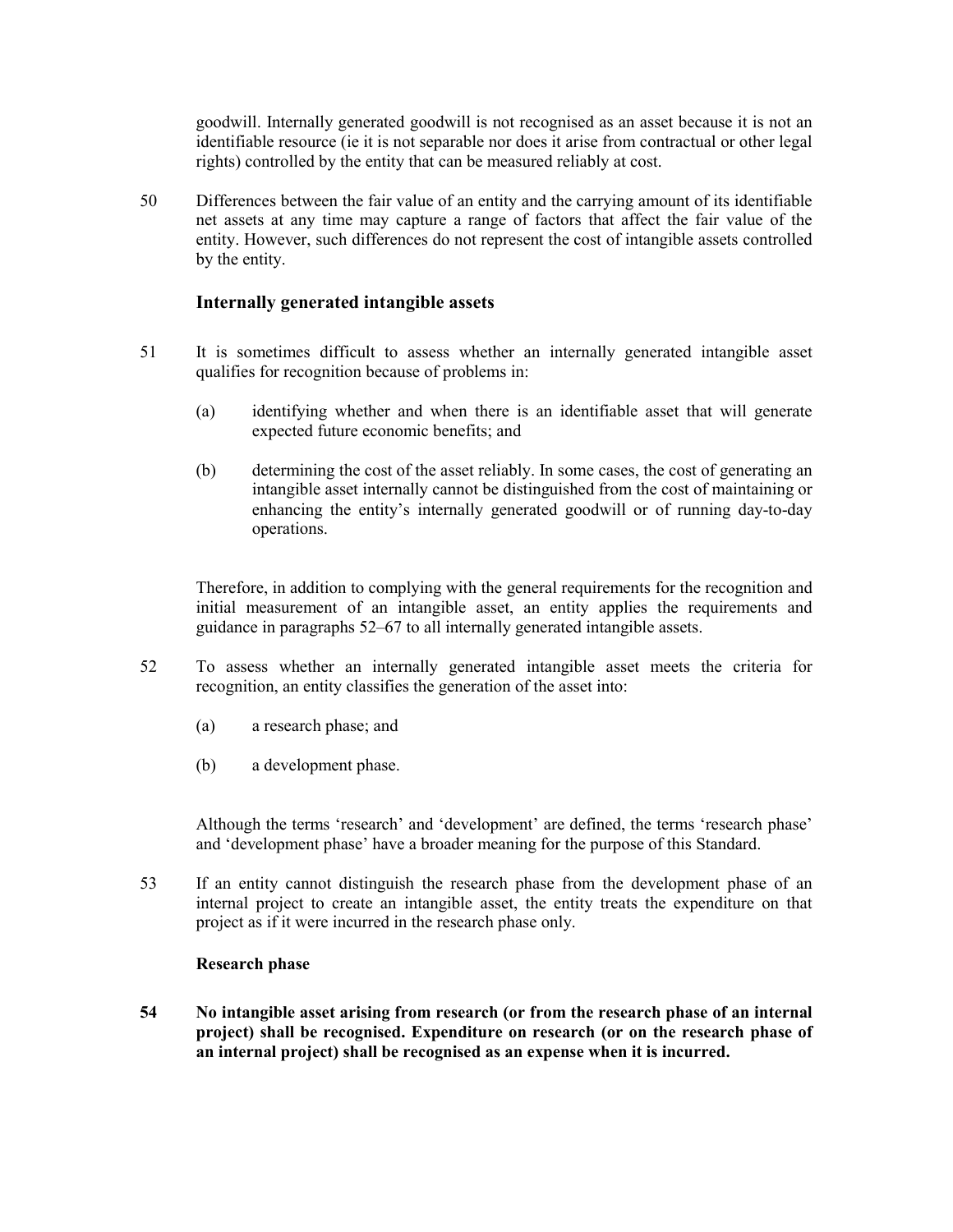goodwill. Internally generated goodwill is not recognised as an asset because it is not an identifiable resource (ie it is not separable nor does it arise from contractual or other legal rights) controlled by the entity that can be measured reliably at cost.

50 Differences between the fair value of an entity and the carrying amount of its identifiable net assets at any time may capture a range of factors that affect the fair value of the entity. However, such differences do not represent the cost of intangible assets controlled by the entity.

## Internally generated intangible assets

51 It is sometimes difficult to assess whether an internally generated intangible asset qualifies for recognition because of problems in:

(a) identifying whether and when there is an identifiable asset that will generate expected future economic benefits; and

(b) determining the cost of the asset reliably. In some cases, the cost of generating an intangible asset internally cannot be distinguished from the cost of maintaining or enhancing the entity's internally generated goodwill or of running day-to-day operations.

Therefore, in addition to complying with the general requirements for the recognition and initial measurement of an intangible asset, an entity applies the requirements and guidance in paragraphs 52–67 to all internally generated intangible assets.

52 To assess whether an internally generated intangible asset meets the criteria for recognition, an entity classifies the generation of the asset into:

(a) a research phase; and

(b) a development phase.

Although the terms 'research' and 'development' are defined, the terms 'research phase' and 'development phase' have a broader meaning for the purpose of this Standard.

53 If an entity cannot distinguish the research phase from the development phase of an internal project to create an intangible asset, the entity treats the expenditure on that project as if it were incurred in the research phase only.

### Research phase

**54 No intangible asset arising from research (or from the research phase of an internal project) shall be recognised. Expenditure on research (or on the research phase of an internal project) shall be recognised as an expense when it is incurred.**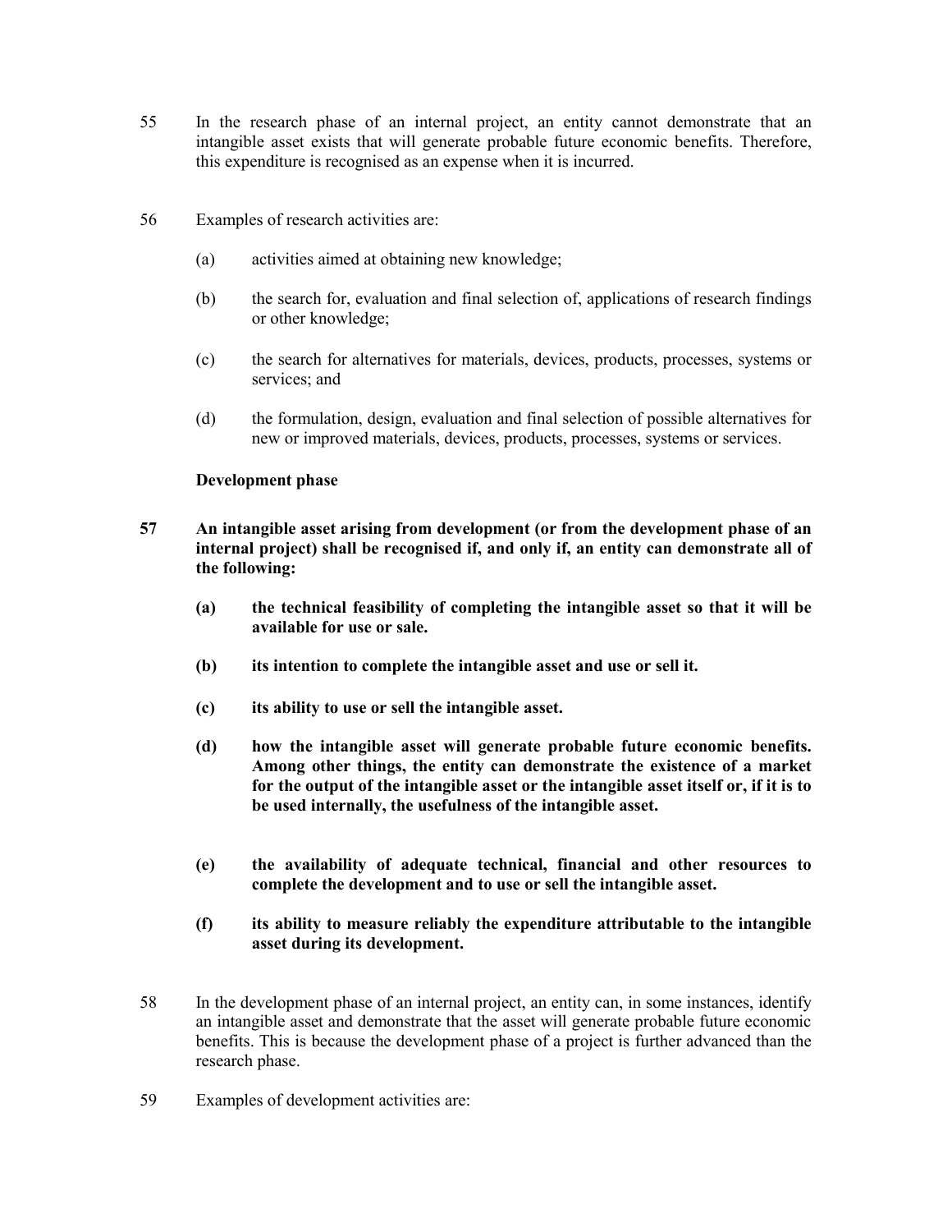55 In the research phase of an internal project, an entity cannot demonstrate that an intangible asset exists that will generate probable future economic benefits. Therefore, this expenditure is recognised as an expense when it is incurred.

56 Examples of research activities are:

(a) activities aimed at obtaining new knowledge;

(b) the search for, evaluation and final selection of, applications of research findings or other knowledge;

(c) the search for alternatives for materials, devices, products, processes, systems or services; and

(d) the formulation, design, evaluation and final selection of possible alternatives for new or improved materials, devices, products, processes, systems or services.

**Development phase**

**57 An intangible asset arising from development (or from the development phase of an internal project) shall be recognised if, and only if, an entity can demonstrate all of the following:**

**(a) the technical feasibility of completing the intangible asset so that it will be available for use or sale.**

**(b) its intention to complete the intangible asset and use or sell it.**

**(c) its ability to use or sell the intangible asset.**

**(d) how the intangible asset will generate probable future economic benefits. Among other things, the entity can demonstrate the existence of a market for the output of the intangible asset or the intangible asset itself or, if it is to be used internally, the usefulness of the intangible asset.**

**(e) the availability of adequate technical, financial and other resources to complete the development and to use or sell the intangible asset.**

**(f) its ability to measure reliably the expenditure attributable to the intangible asset during its development.**

58 In the development phase of an internal project, an entity can, in some instances, identify an intangible asset and demonstrate that the asset will generate probable future economic benefits. This is because the development phase of a project is further advanced than the research phase.

59 Examples of development activities are: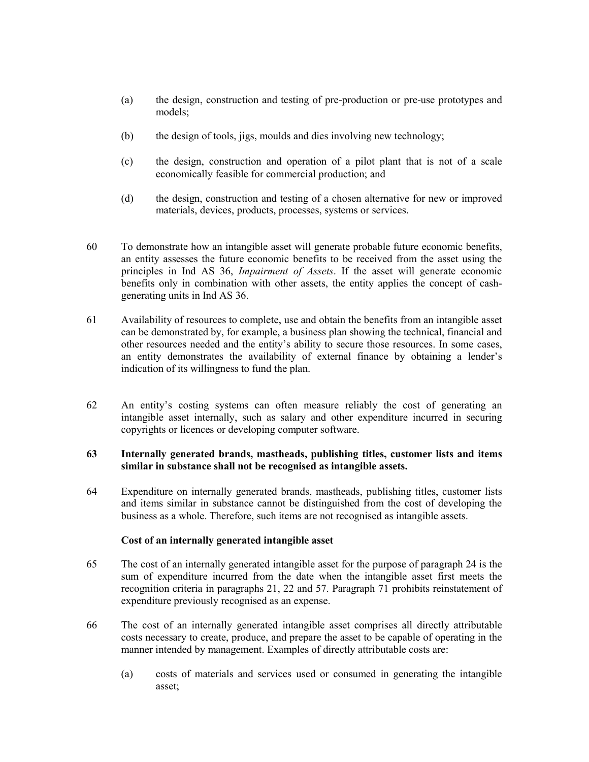(a) the design, construction and testing of pre-production or pre-use prototypes and models;

(b) the design of tools, jigs, moulds and dies involving new technology;

(c) the design, construction and operation of a pilot plant that is not of a scale economically feasible for commercial production; and

(d) the design, construction and testing of a chosen alternative for new or improved materials, devices, products, processes, systems or services.

60 To demonstrate how an intangible asset will generate probable future economic benefits, an entity assesses the future economic benefits to be received from the asset using the principles in Ind AS 36, *Impairment of Assets*. If the asset will generate economic benefits only in combination with other assets, the entity applies the concept of cash-generating units in Ind AS 36.

61 Availability of resources to complete, use and obtain the benefits from an intangible asset can be demonstrated by, for example, a business plan showing the technical, financial and other resources needed and the entity's ability to secure those resources. In some cases, an entity demonstrates the availability of external finance by obtaining a lender's indication of its willingness to fund the plan.

62 An entity's costing systems can often measure reliably the cost of generating an intangible asset internally, such as salary and other expenditure incurred in securing copyrights or licences or developing computer software.

**63 Internally generated brands, mastheads, publishing titles, customer lists and items similar in substance shall not be recognised as intangible assets.**

64 Expenditure on internally generated brands, mastheads, publishing titles, customer lists and items similar in substance cannot be distinguished from the cost of developing the business as a whole. Therefore, such items are not recognised as intangible assets.

**Cost of an internally generated intangible asset**

65 The cost of an internally generated intangible asset for the purpose of paragraph 24 is the sum of expenditure incurred from the date when the intangible asset first meets the recognition criteria in paragraphs 21, 22 and 57. Paragraph 71 prohibits reinstatement of expenditure previously recognised as an expense.

66 The cost of an internally generated intangible asset comprises all directly attributable costs necessary to create, produce, and prepare the asset to be capable of operating in the manner intended by management. Examples of directly attributable costs are:

(a) costs of materials and services used or consumed in generating the intangible asset;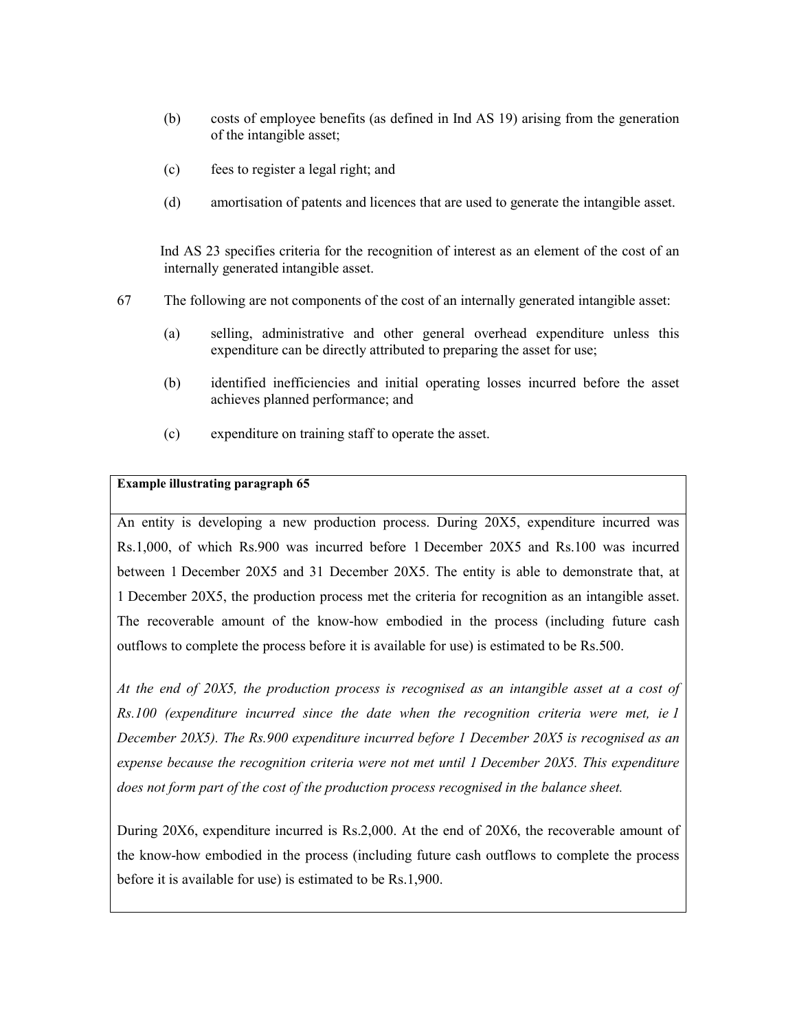(b) costs of employee benefits (as defined in Ind AS 19) arising from the generation of the intangible asset;

(c) fees to register a legal right; and

(d) amortisation of patents and licences that are used to generate the intangible asset.

Ind AS 23 specifies criteria for the recognition of interest as an element of the cost of an internally generated intangible asset.

67 The following are not components of the cost of an internally generated intangible asset:

(a) selling, administrative and other general overhead expenditure unless this expenditure can be directly attributed to preparing the asset for use;

(b) identified inefficiencies and initial operating losses incurred before the asset achieves planned performance; and

(c) expenditure on training staff to operate the asset.

**Example illustrating paragraph 65**

An entity is developing a new production process. During 20X5, expenditure incurred was Rs.1,000, of which Rs.900 was incurred before 1 December 20X5 and Rs.100 was incurred between 1 December 20X5 and 31 December 20X5. The entity is able to demonstrate that, at 1 December 20X5, the production process met the criteria for recognition as an intangible asset. The recoverable amount of the know-how embodied in the process (including future cash outflows to complete the process before it is available for use) is estimated to be Rs.500.

*At the end of 20X5, the production process is recognised as an intangible asset at a cost of Rs.100 (expenditure incurred since the date when the recognition criteria were met, ie 1 December 20X5). The Rs.900 expenditure incurred before 1 December 20X5 is recognised as an expense because the recognition criteria were not met until 1 December 20X5. This expenditure does not form part of the cost of the production process recognised in the balance sheet.*

During 20X6, expenditure incurred is Rs.2,000. At the end of 20X6, the recoverable amount of the know-how embodied in the process (including future cash outflows to complete the process before it is available for use) is estimated to be Rs.1,900.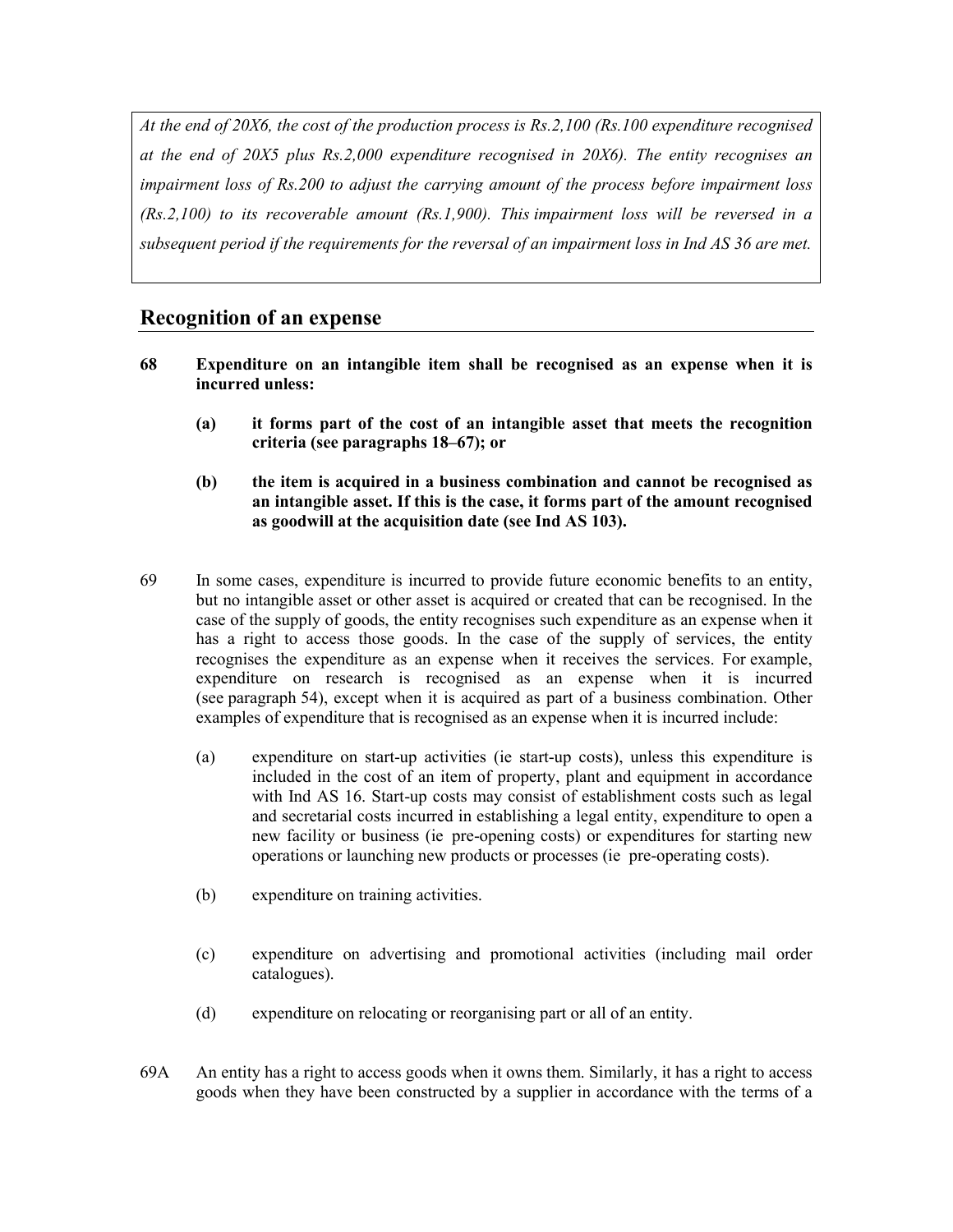*At the end of 20X6, the cost of the production process is Rs.2,100 (Rs.100 expenditure recognised at the end of 20X5 plus Rs.2,000 expenditure recognised in 20X6). The entity recognises an impairment loss of Rs.200 to adjust the carrying amount of the process before impairment loss (Rs.2,100) to its recoverable amount (Rs.1,900). This impairment loss will be reversed in a subsequent period if the requirements for the reversal of an impairment loss in Ind AS 36 are met.*

## Recognition of an expense

**68 Expenditure on an intangible item shall be recognised as an expense when it is incurred unless:**

> **(a) it forms part of the cost of an intangible asset that meets the recognition criteria (see paragraphs 18–67); or**
>
> **(b) the item is acquired in a business combination and cannot be recognised as an intangible asset. If this is the case, it forms part of the amount recognised as goodwill at the acquisition date (see Ind AS 103).**

69 In some cases, expenditure is incurred to provide future economic benefits to an entity, but no intangible asset or other asset is acquired or created that can be recognised. In the case of the supply of goods, the entity recognises such expenditure as an expense when it has a right to access those goods. In the case of the supply of services, the entity recognises the expenditure as an expense when it receives the services. For example, expenditure on research is recognised as an expense when it is incurred (see paragraph 54), except when it is acquired as part of a business combination. Other examples of expenditure that is recognised as an expense when it is incurred include:

> (a) expenditure on start-up activities (ie start-up costs), unless this expenditure is included in the cost of an item of property, plant and equipment in accordance with Ind AS 16. Start-up costs may consist of establishment costs such as legal and secretarial costs incurred in establishing a legal entity, expenditure to open a new facility or business (ie pre-opening costs) or expenditures for starting new operations or launching new products or processes (ie pre-operating costs).
>
> (b) expenditure on training activities.
>
> (c) expenditure on advertising and promotional activities (including mail order catalogues).
>
> (d) expenditure on relocating or reorganising part or all of an entity.

69A An entity has a right to access goods when it owns them. Similarly, it has a right to access goods when they have been constructed by a supplier in accordance with the terms of a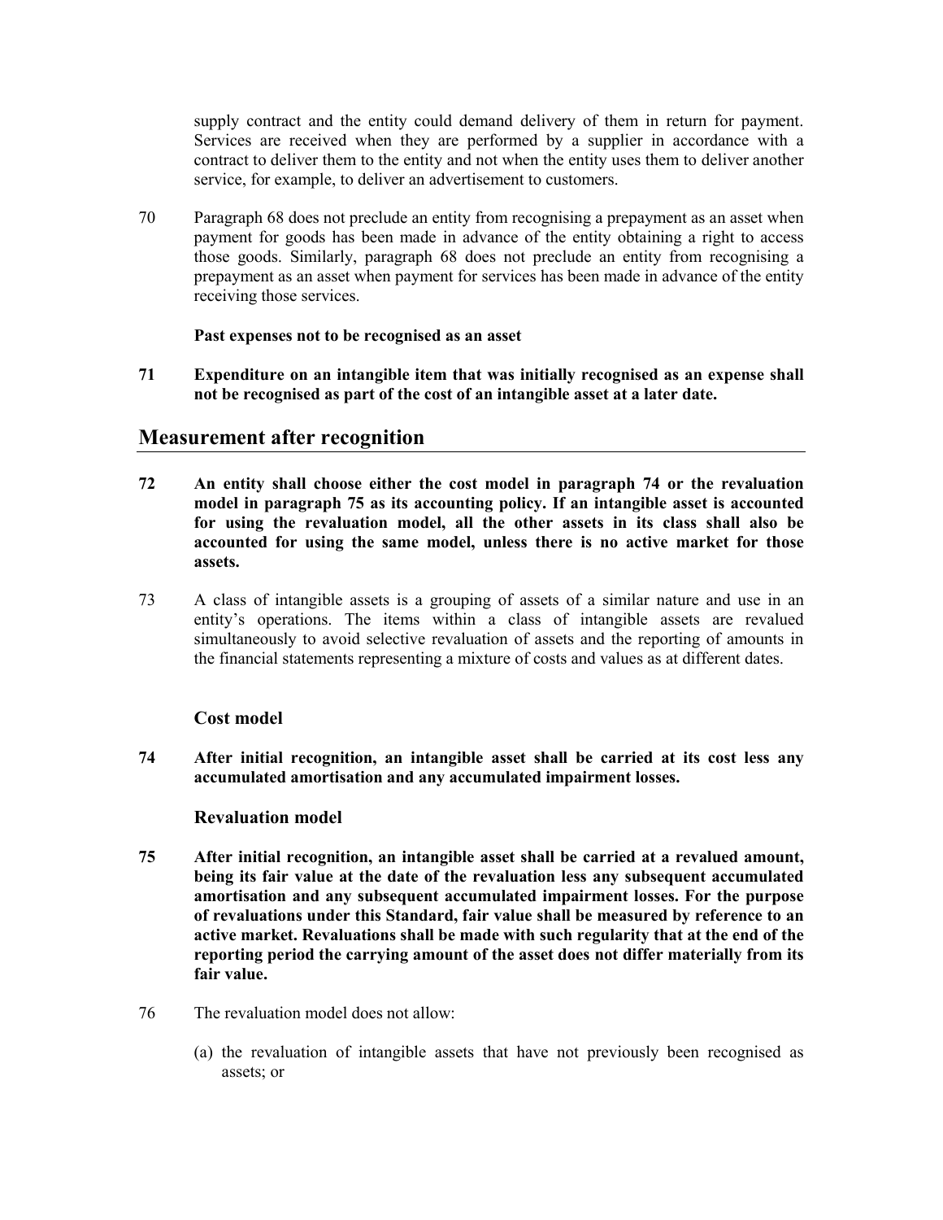supply contract and the entity could demand delivery of them in return for payment. Services are received when they are performed by a supplier in accordance with a contract to deliver them to the entity and not when the entity uses them to deliver another service, for example, to deliver an advertisement to customers.

70 Paragraph 68 does not preclude an entity from recognising a prepayment as an asset when payment for goods has been made in advance of the entity obtaining a right to access those goods. Similarly, paragraph 68 does not preclude an entity from recognising a prepayment as an asset when payment for services has been made in advance of the entity receiving those services.

**Past expenses not to be recognised as an asset**

**71 Expenditure on an intangible item that was initially recognised as an expense shall not be recognised as part of the cost of an intangible asset at a later date.**

## Measurement after recognition

**72 An entity shall choose either the cost model in paragraph 74 or the revaluation model in paragraph 75 as its accounting policy. If an intangible asset is accounted for using the revaluation model, all the other assets in its class shall also be accounted for using the same model, unless there is no active market for those assets.**

73 A class of intangible assets is a grouping of assets of a similar nature and use in an entity's operations. The items within a class of intangible assets are revalued simultaneously to avoid selective revaluation of assets and the reporting of amounts in the financial statements representing a mixture of costs and values as at different dates.

### Cost model

**74 After initial recognition, an intangible asset shall be carried at its cost less any accumulated amortisation and any accumulated impairment losses.**

### Revaluation model

**75 After initial recognition, an intangible asset shall be carried at a revalued amount, being its fair value at the date of the revaluation less any subsequent accumulated amortisation and any subsequent accumulated impairment losses. For the purpose of revaluations under this Standard, fair value shall be measured by reference to an active market. Revaluations shall be made with such regularity that at the end of the reporting period the carrying amount of the asset does not differ materially from its fair value.**

76 The revaluation model does not allow:

(a) the revaluation of intangible assets that have not previously been recognised as assets; or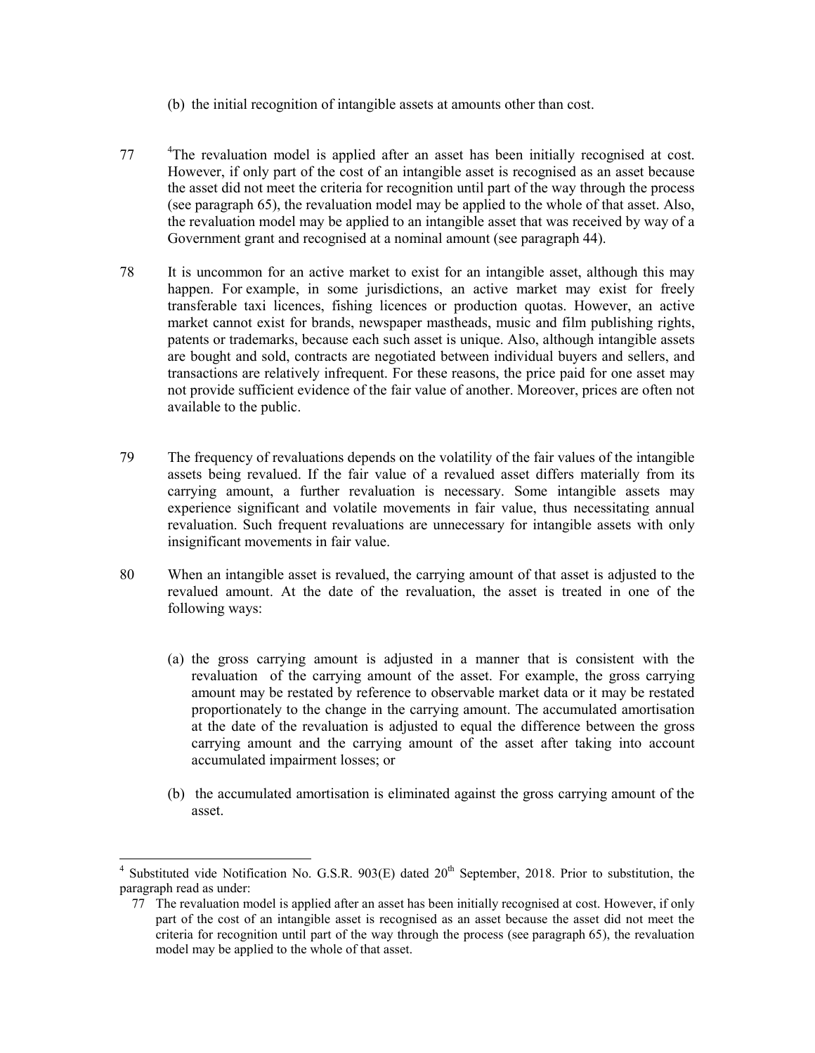(b) the initial recognition of intangible assets at amounts other than cost.

77 [4]The revaluation model is applied after an asset has been initially recognised at cost. However, if only part of the cost of an intangible asset is recognised as an asset because the asset did not meet the criteria for recognition until part of the way through the process (see paragraph 65), the revaluation model may be applied to the whole of that asset. Also, the revaluation model may be applied to an intangible asset that was received by way of a Government grant and recognised at a nominal amount (see paragraph 44).

78 It is uncommon for an active market to exist for an intangible asset, although this may happen. For example, in some jurisdictions, an active market may exist for freely transferable taxi licences, fishing licences or production quotas. However, an active market cannot exist for brands, newspaper mastheads, music and film publishing rights, patents or trademarks, because each such asset is unique. Also, although intangible assets are bought and sold, contracts are negotiated between individual buyers and sellers, and transactions are relatively infrequent. For these reasons, the price paid for one asset may not provide sufficient evidence of the fair value of another. Moreover, prices are often not available to the public.

79 The frequency of revaluations depends on the volatility of the fair values of the intangible assets being revalued. If the fair value of a revalued asset differs materially from its carrying amount, a further revaluation is necessary. Some intangible assets may experience significant and volatile movements in fair value, thus necessitating annual revaluation. Such frequent revaluations are unnecessary for intangible assets with only insignificant movements in fair value.

80 When an intangible asset is revalued, the carrying amount of that asset is adjusted to the revalued amount. At the date of the revaluation, the asset is treated in one of the following ways:

(a) the gross carrying amount is adjusted in a manner that is consistent with the revaluation of the carrying amount of the asset. For example, the gross carrying amount may be restated by reference to observable market data or it may be restated proportionately to the change in the carrying amount. The accumulated amortisation at the date of the revaluation is adjusted to equal the difference between the gross carrying amount and the carrying amount of the asset after taking into account accumulated impairment losses; or

(b) the accumulated amortisation is eliminated against the gross carrying amount of the asset.

---

[4] Substituted vide Notification No. G.S.R. 903(E) dated 20th September, 2018. Prior to substitution, the paragraph read as under:

77 The revaluation model is applied after an asset has been initially recognised at cost. However, if only part of the cost of an intangible asset is recognised as an asset because the asset did not meet the criteria for recognition until part of the way through the process (see paragraph 65), the revaluation model may be applied to the whole of that asset.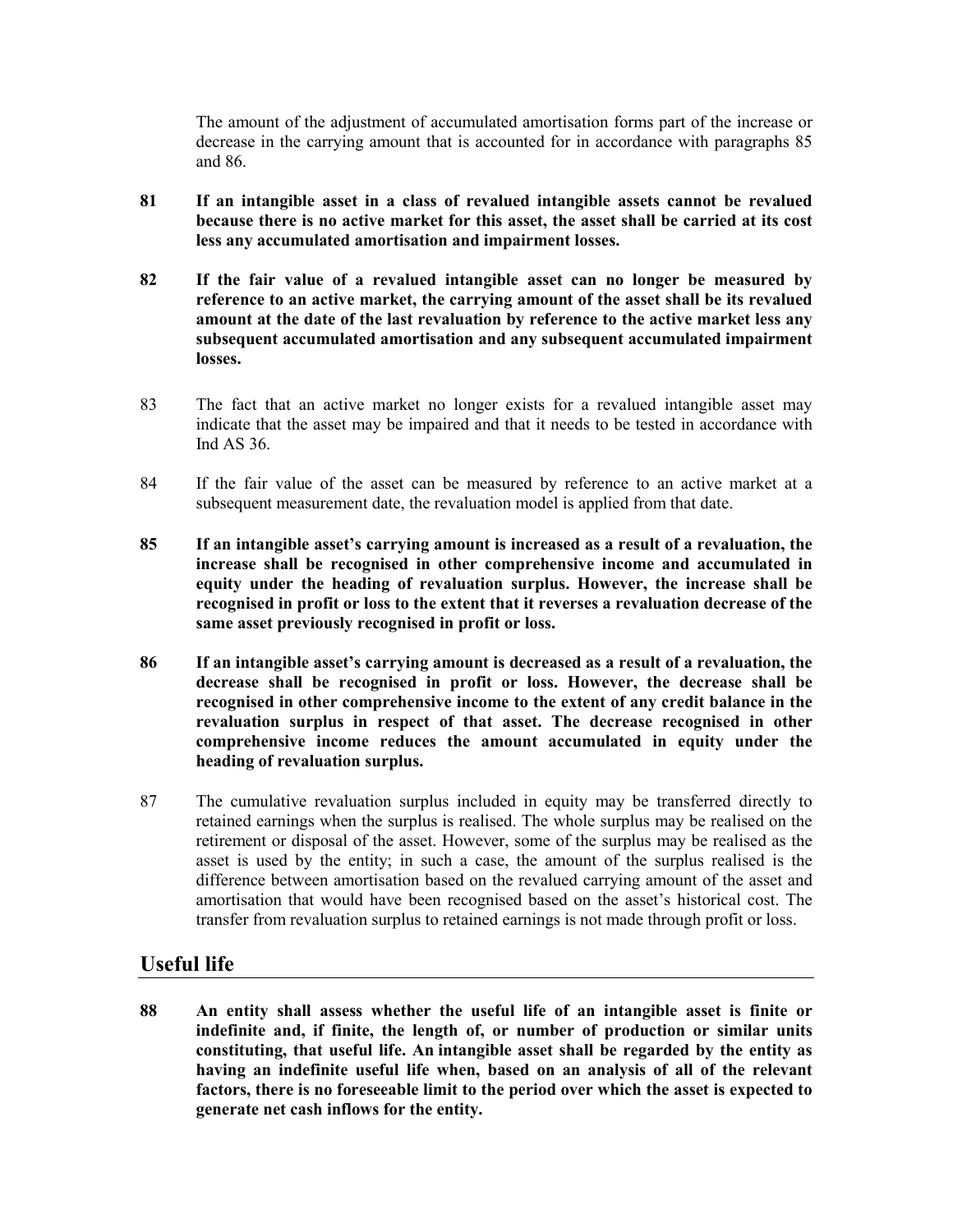The amount of the adjustment of accumulated amortisation forms part of the increase or decrease in the carrying amount that is accounted for in accordance with paragraphs 85 and 86.

**81 If an intangible asset in a class of revalued intangible assets cannot be revalued because there is no active market for this asset, the asset shall be carried at its cost less any accumulated amortisation and impairment losses.**

**82 If the fair value of a revalued intangible asset can no longer be measured by reference to an active market, the carrying amount of the asset shall be its revalued amount at the date of the last revaluation by reference to the active market less any subsequent accumulated amortisation and any subsequent accumulated impairment losses.**

83 The fact that an active market no longer exists for a revalued intangible asset may indicate that the asset may be impaired and that it needs to be tested in accordance with Ind AS 36.

84 If the fair value of the asset can be measured by reference to an active market at a subsequent measurement date, the revaluation model is applied from that date.

**85 If an intangible asset's carrying amount is increased as a result of a revaluation, the increase shall be recognised in other comprehensive income and accumulated in equity under the heading of revaluation surplus. However, the increase shall be recognised in profit or loss to the extent that it reverses a revaluation decrease of the same asset previously recognised in profit or loss.**

**86 If an intangible asset's carrying amount is decreased as a result of a revaluation, the decrease shall be recognised in profit or loss. However, the decrease shall be recognised in other comprehensive income to the extent of any credit balance in the revaluation surplus in respect of that asset. The decrease recognised in other comprehensive income reduces the amount accumulated in equity under the heading of revaluation surplus.**

87 The cumulative revaluation surplus included in equity may be transferred directly to retained earnings when the surplus is realised. The whole surplus may be realised on the retirement or disposal of the asset. However, some of the surplus may be realised as the asset is used by the entity; in such a case, the amount of the surplus realised is the difference between amortisation based on the revalued carrying amount of the asset and amortisation that would have been recognised based on the asset's historical cost. The transfer from revaluation surplus to retained earnings is not made through profit or loss.

## Useful life

**88 An entity shall assess whether the useful life of an intangible asset is finite or indefinite and, if finite, the length of, or number of production or similar units constituting, that useful life. An intangible asset shall be regarded by the entity as having an indefinite useful life when, based on an analysis of all of the relevant factors, there is no foreseeable limit to the period over which the asset is expected to generate net cash inflows for the entity.**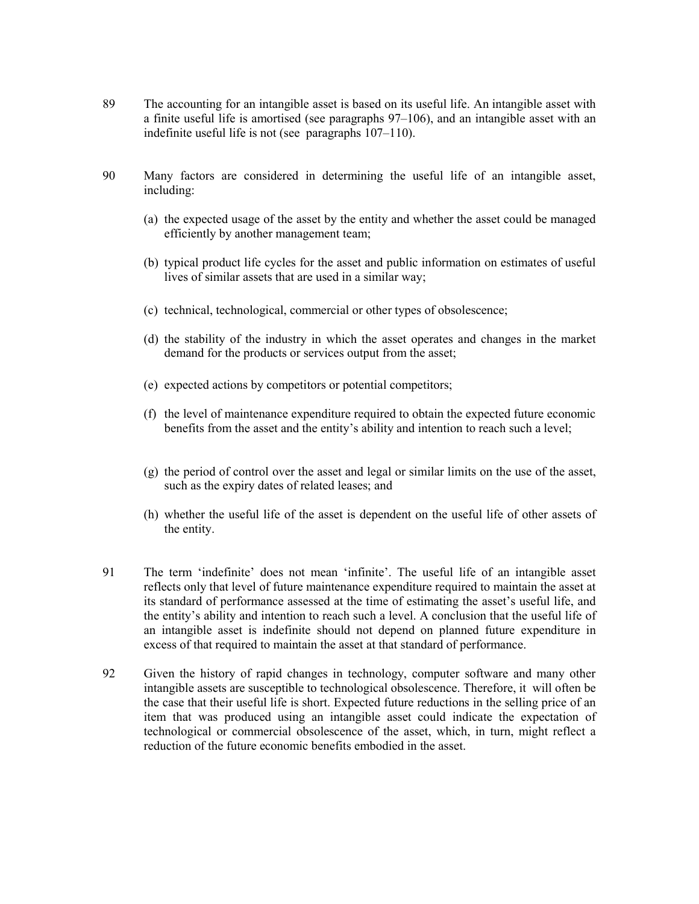89 The accounting for an intangible asset is based on its useful life. An intangible asset with a finite useful life is amortised (see paragraphs 97–106), and an intangible asset with an indefinite useful life is not (see paragraphs 107–110).

90 Many factors are considered in determining the useful life of an intangible asset, including:

(a) the expected usage of the asset by the entity and whether the asset could be managed efficiently by another management team;

(b) typical product life cycles for the asset and public information on estimates of useful lives of similar assets that are used in a similar way;

(c) technical, technological, commercial or other types of obsolescence;

(d) the stability of the industry in which the asset operates and changes in the market demand for the products or services output from the asset;

(e) expected actions by competitors or potential competitors;

(f) the level of maintenance expenditure required to obtain the expected future economic benefits from the asset and the entity's ability and intention to reach such a level;

(g) the period of control over the asset and legal or similar limits on the use of the asset, such as the expiry dates of related leases; and

(h) whether the useful life of the asset is dependent on the useful life of other assets of the entity.

91 The term 'indefinite' does not mean 'infinite'. The useful life of an intangible asset reflects only that level of future maintenance expenditure required to maintain the asset at its standard of performance assessed at the time of estimating the asset's useful life, and the entity's ability and intention to reach such a level. A conclusion that the useful life of an intangible asset is indefinite should not depend on planned future expenditure in excess of that required to maintain the asset at that standard of performance.

92 Given the history of rapid changes in technology, computer software and many other intangible assets are susceptible to technological obsolescence. Therefore, it will often be the case that their useful life is short. Expected future reductions in the selling price of an item that was produced using an intangible asset could indicate the expectation of technological or commercial obsolescence of the asset, which, in turn, might reflect a reduction of the future economic benefits embodied in the asset.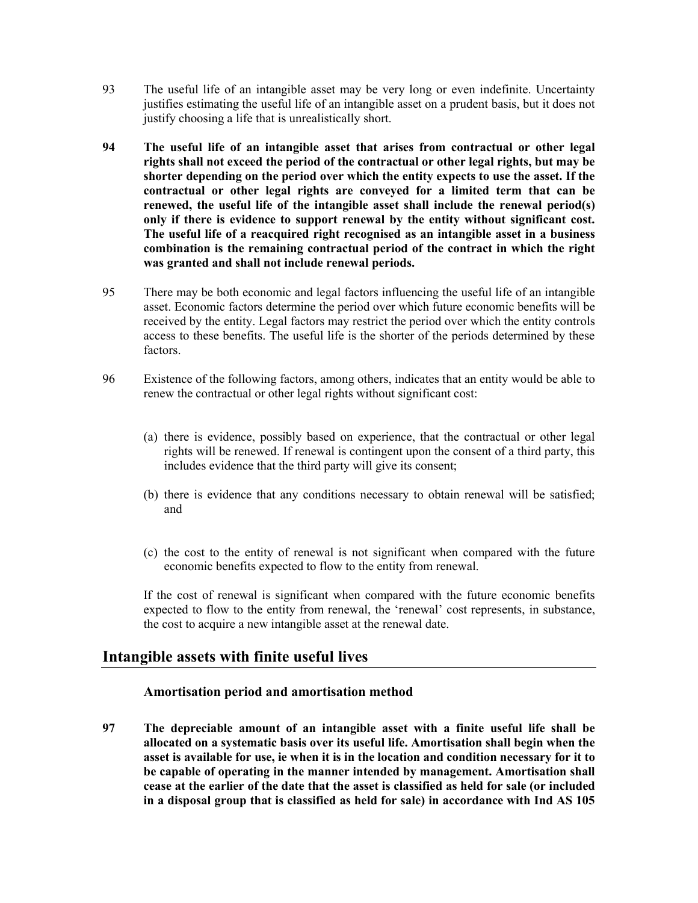93 The useful life of an intangible asset may be very long or even indefinite. Uncertainty justifies estimating the useful life of an intangible asset on a prudent basis, but it does not justify choosing a life that is unrealistically short.

**94 The useful life of an intangible asset that arises from contractual or other legal rights shall not exceed the period of the contractual or other legal rights, but may be shorter depending on the period over which the entity expects to use the asset. If the contractual or other legal rights are conveyed for a limited term that can be renewed, the useful life of the intangible asset shall include the renewal period(s) only if there is evidence to support renewal by the entity without significant cost. The useful life of a reacquired right recognised as an intangible asset in a business combination is the remaining contractual period of the contract in which the right was granted and shall not include renewal periods.**

95 There may be both economic and legal factors influencing the useful life of an intangible asset. Economic factors determine the period over which future economic benefits will be received by the entity. Legal factors may restrict the period over which the entity controls access to these benefits. The useful life is the shorter of the periods determined by these factors.

96 Existence of the following factors, among others, indicates that an entity would be able to renew the contractual or other legal rights without significant cost:

(a) there is evidence, possibly based on experience, that the contractual or other legal rights will be renewed. If renewal is contingent upon the consent of a third party, this includes evidence that the third party will give its consent;

(b) there is evidence that any conditions necessary to obtain renewal will be satisfied; and

(c) the cost to the entity of renewal is not significant when compared with the future economic benefits expected to flow to the entity from renewal.

If the cost of renewal is significant when compared with the future economic benefits expected to flow to the entity from renewal, the 'renewal' cost represents, in substance, the cost to acquire a new intangible asset at the renewal date.

## Intangible assets with finite useful lives

### Amortisation period and amortisation method

**97 The depreciable amount of an intangible asset with a finite useful life shall be allocated on a systematic basis over its useful life. Amortisation shall begin when the asset is available for use, ie when it is in the location and condition necessary for it to be capable of operating in the manner intended by management. Amortisation shall cease at the earlier of the date that the asset is classified as held for sale (or included in a disposal group that is classified as held for sale) in accordance with Ind AS 105**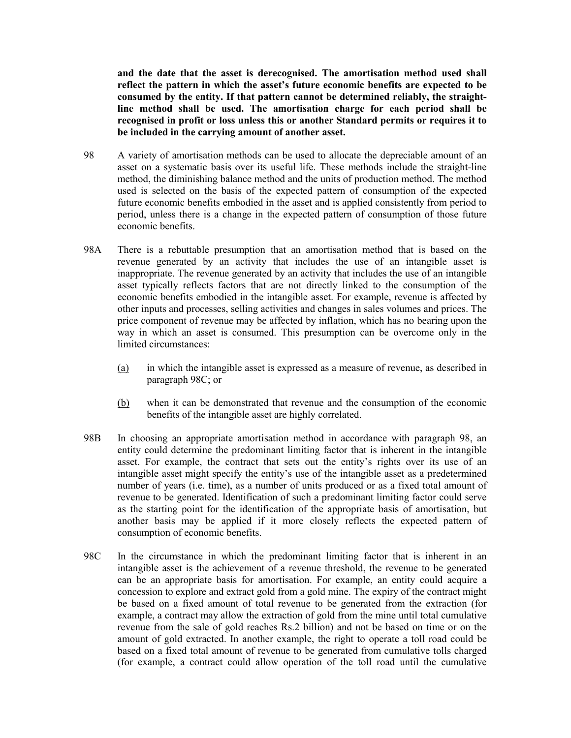**and the date that the asset is derecognised. The amortisation method used shall reflect the pattern in which the asset's future economic benefits are expected to be consumed by the entity. If that pattern cannot be determined reliably, the straight-line method shall be used. The amortisation charge for each period shall be recognised in profit or loss unless this or another Standard permits or requires it to be included in the carrying amount of another asset.**

98 A variety of amortisation methods can be used to allocate the depreciable amount of an asset on a systematic basis over its useful life. These methods include the straight-line method, the diminishing balance method and the units of production method. The method used is selected on the basis of the expected pattern of consumption of the expected future economic benefits embodied in the asset and is applied consistently from period to period, unless there is a change in the expected pattern of consumption of those future economic benefits.

98A There is a rebuttable presumption that an amortisation method that is based on the revenue generated by an activity that includes the use of an intangible asset is inappropriate. The revenue generated by an activity that includes the use of an intangible asset typically reflects factors that are not directly linked to the consumption of the economic benefits embodied in the intangible asset. For example, revenue is affected by other inputs and processes, selling activities and changes in sales volumes and prices. The price component of revenue may be affected by inflation, which has no bearing upon the way in which an asset is consumed. This presumption can be overcome only in the limited circumstances:

(a) in which the intangible asset is expressed as a measure of revenue, as described in paragraph 98C; or

(b) when it can be demonstrated that revenue and the consumption of the economic benefits of the intangible asset are highly correlated.

98B In choosing an appropriate amortisation method in accordance with paragraph 98, an entity could determine the predominant limiting factor that is inherent in the intangible asset. For example, the contract that sets out the entity's rights over its use of an intangible asset might specify the entity's use of the intangible asset as a predetermined number of years (i.e. time), as a number of units produced or as a fixed total amount of revenue to be generated. Identification of such a predominant limiting factor could serve as the starting point for the identification of the appropriate basis of amortisation, but another basis may be applied if it more closely reflects the expected pattern of consumption of economic benefits.

98C In the circumstance in which the predominant limiting factor that is inherent in an intangible asset is the achievement of a revenue threshold, the revenue to be generated can be an appropriate basis for amortisation. For example, an entity could acquire a concession to explore and extract gold from a gold mine. The expiry of the contract might be based on a fixed amount of total revenue to be generated from the extraction (for example, a contract may allow the extraction of gold from the mine until total cumulative revenue from the sale of gold reaches Rs.2 billion) and not be based on time or on the amount of gold extracted. In another example, the right to operate a toll road could be based on a fixed total amount of revenue to be generated from cumulative tolls charged (for example, a contract could allow operation of the toll road until the cumulative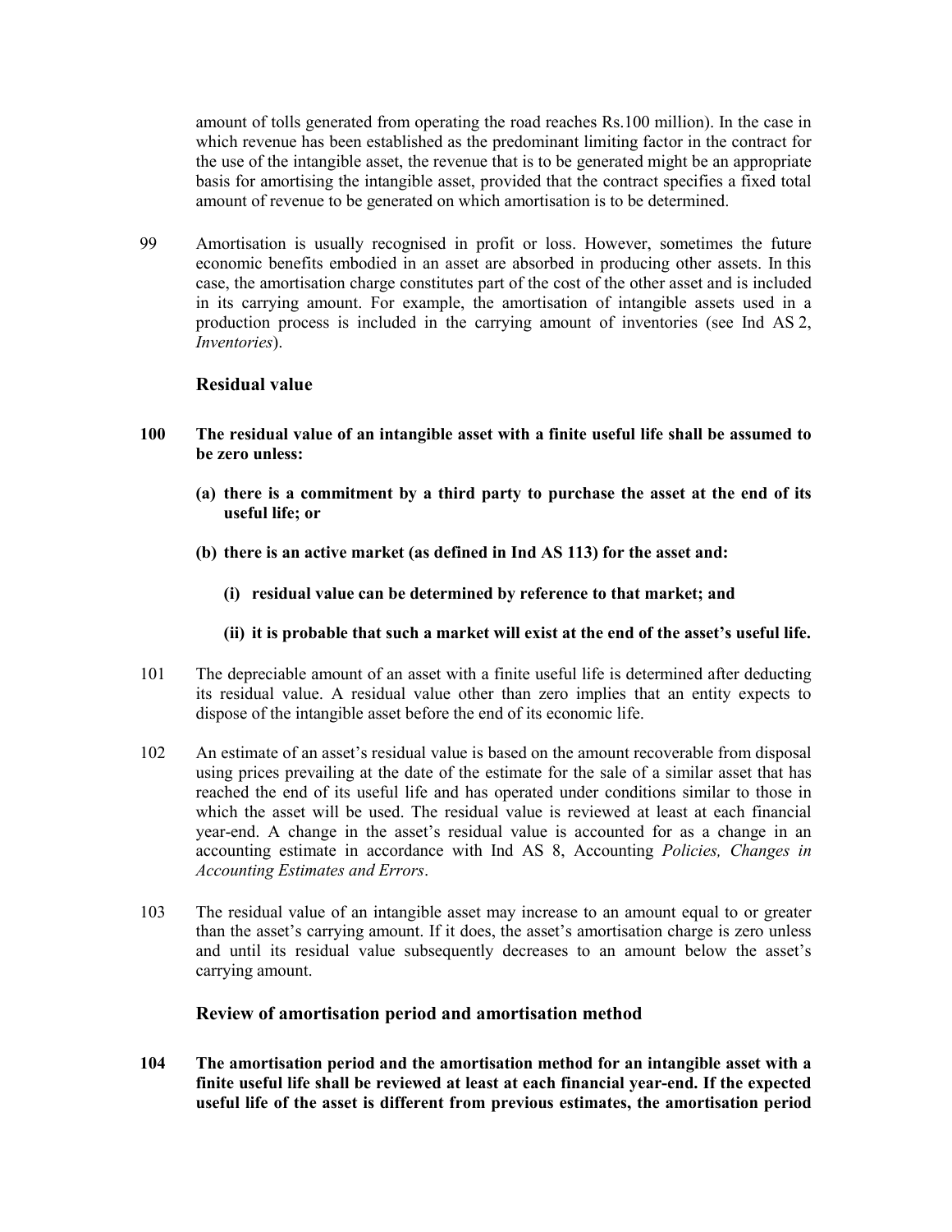amount of tolls generated from operating the road reaches Rs.100 million). In the case in which revenue has been established as the predominant limiting factor in the contract for the use of the intangible asset, the revenue that is to be generated might be an appropriate basis for amortising the intangible asset, provided that the contract specifies a fixed total amount of revenue to be generated on which amortisation is to be determined.

99 Amortisation is usually recognised in profit or loss. However, sometimes the future economic benefits embodied in an asset are absorbed in producing other assets. In this case, the amortisation charge constitutes part of the cost of the other asset and is included in its carrying amount. For example, the amortisation of intangible assets used in a production process is included in the carrying amount of inventories (see Ind AS 2, *Inventories*).

### Residual value

**100 The residual value of an intangible asset with a finite useful life shall be assumed to be zero unless:**

**(a) there is a commitment by a third party to purchase the asset at the end of its useful life; or**

**(b) there is an active market (as defined in Ind AS 113) for the asset and:**

**(i) residual value can be determined by reference to that market; and**

**(ii) it is probable that such a market will exist at the end of the asset's useful life.**

101 The depreciable amount of an asset with a finite useful life is determined after deducting its residual value. A residual value other than zero implies that an entity expects to dispose of the intangible asset before the end of its economic life.

102 An estimate of an asset's residual value is based on the amount recoverable from disposal using prices prevailing at the date of the estimate for the sale of a similar asset that has reached the end of its useful life and has operated under conditions similar to those in which the asset will be used. The residual value is reviewed at least at each financial year-end. A change in the asset's residual value is accounted for as a change in an accounting estimate in accordance with Ind AS 8, Accounting *Policies, Changes in Accounting Estimates and Errors*.

103 The residual value of an intangible asset may increase to an amount equal to or greater than the asset's carrying amount. If it does, the asset's amortisation charge is zero unless and until its residual value subsequently decreases to an amount below the asset's carrying amount.

### Review of amortisation period and amortisation method

**104 The amortisation period and the amortisation method for an intangible asset with a finite useful life shall be reviewed at least at each financial year-end. If the expected useful life of the asset is different from previous estimates, the amortisation period**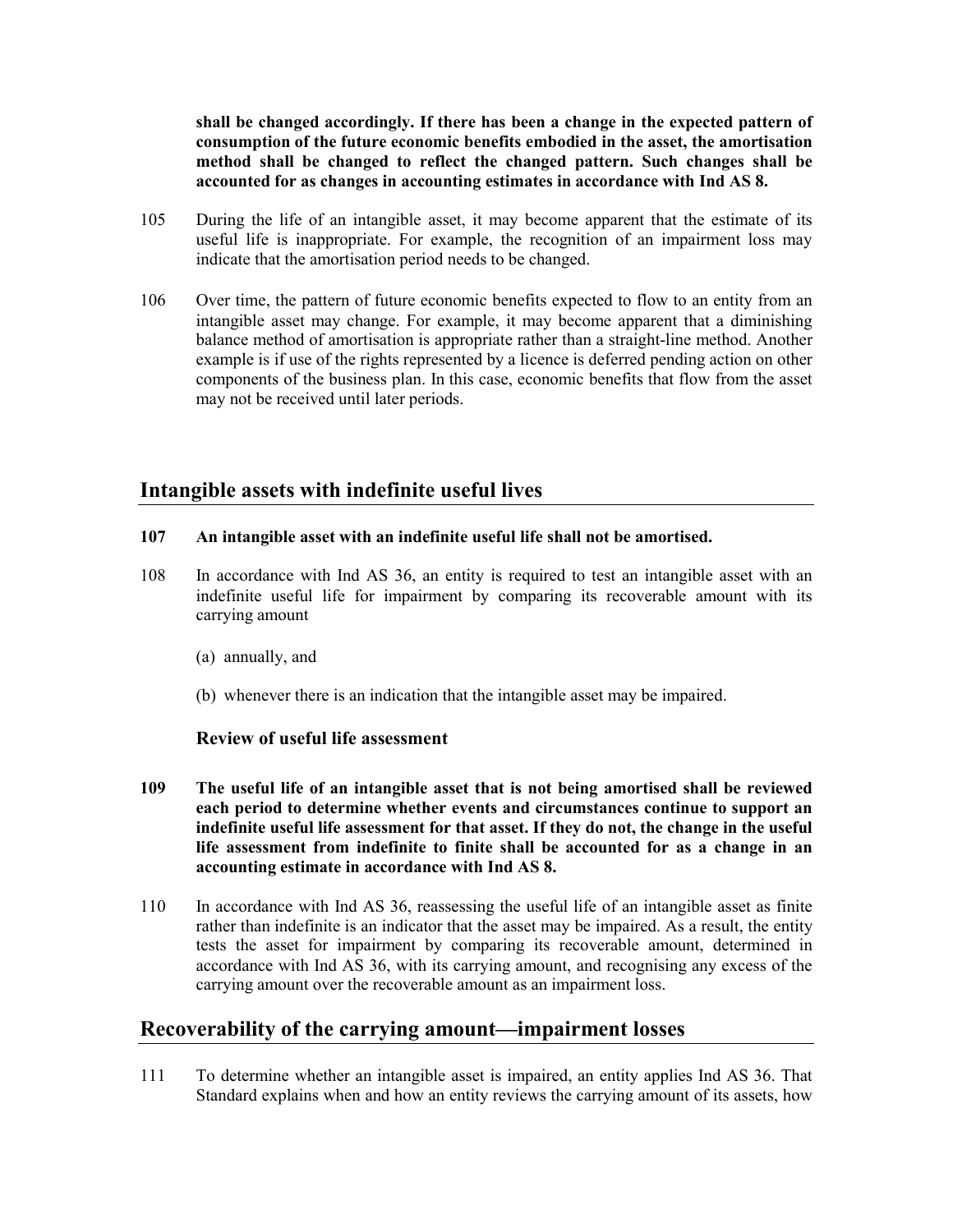**shall be changed accordingly. If there has been a change in the expected pattern of consumption of the future economic benefits embodied in the asset, the amortisation method shall be changed to reflect the changed pattern. Such changes shall be accounted for as changes in accounting estimates in accordance with Ind AS 8.**

105 During the life of an intangible asset, it may become apparent that the estimate of its useful life is inappropriate. For example, the recognition of an impairment loss may indicate that the amortisation period needs to be changed.

106 Over time, the pattern of future economic benefits expected to flow to an entity from an intangible asset may change. For example, it may become apparent that a diminishing balance method of amortisation is appropriate rather than a straight-line method. Another example is if use of the rights represented by a licence is deferred pending action on other components of the business plan. In this case, economic benefits that flow from the asset may not be received until later periods.

## Intangible assets with indefinite useful lives

**107 An intangible asset with an indefinite useful life shall not be amortised.**

108 In accordance with Ind AS 36, an entity is required to test an intangible asset with an indefinite useful life for impairment by comparing its recoverable amount with its carrying amount

(a) annually, and

(b) whenever there is an indication that the intangible asset may be impaired.

### Review of useful life assessment

**109 The useful life of an intangible asset that is not being amortised shall be reviewed each period to determine whether events and circumstances continue to support an indefinite useful life assessment for that asset. If they do not, the change in the useful life assessment from indefinite to finite shall be accounted for as a change in an accounting estimate in accordance with Ind AS 8.**

110 In accordance with Ind AS 36, reassessing the useful life of an intangible asset as finite rather than indefinite is an indicator that the asset may be impaired. As a result, the entity tests the asset for impairment by comparing its recoverable amount, determined in accordance with Ind AS 36, with its carrying amount, and recognising any excess of the carrying amount over the recoverable amount as an impairment loss.

## Recoverability of the carrying amount—impairment losses

111 To determine whether an intangible asset is impaired, an entity applies Ind AS 36. That Standard explains when and how an entity reviews the carrying amount of its assets, how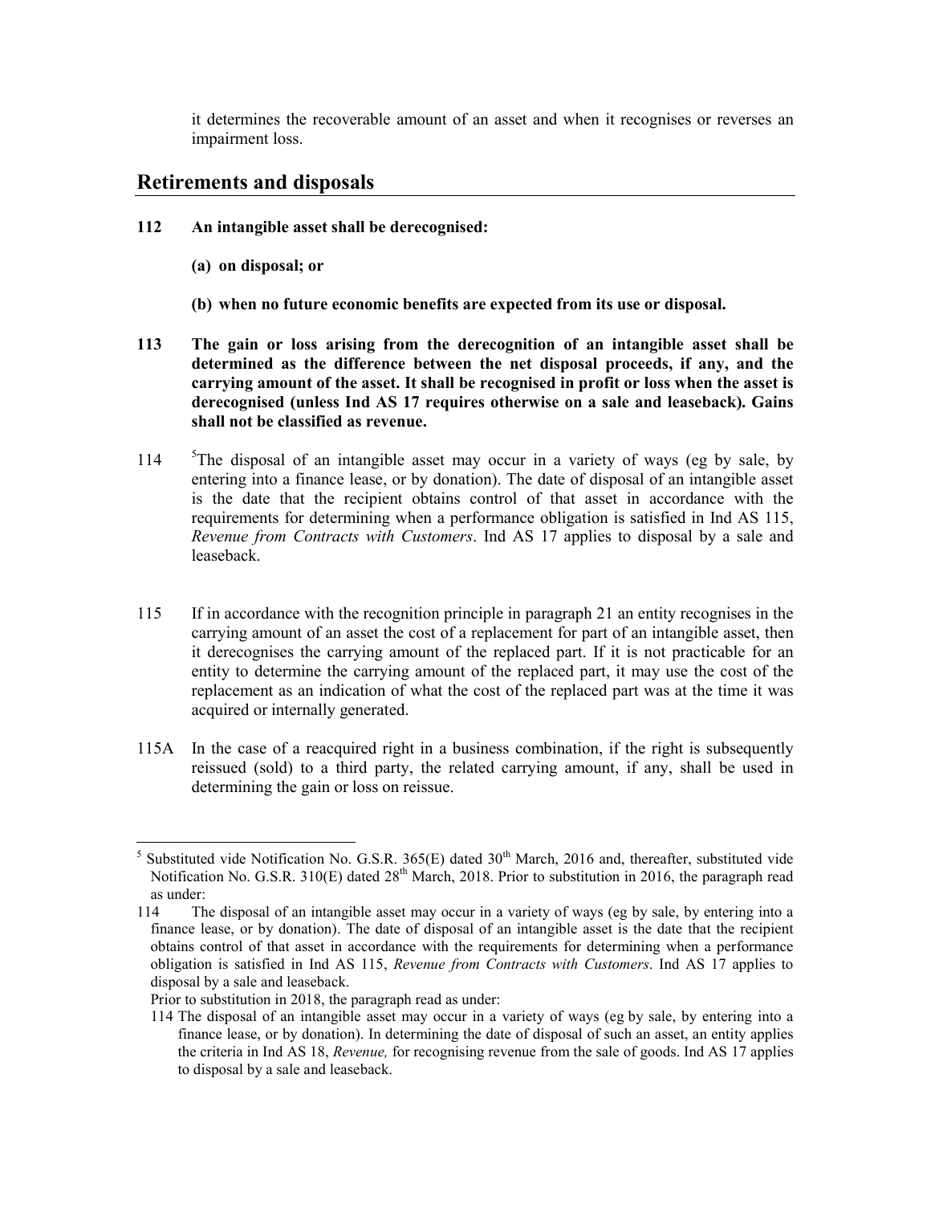it determines the recoverable amount of an asset and when it recognises or reverses an impairment loss.

## Retirements and disposals

**112 An intangible asset shall be derecognised:**

**(a) on disposal; or**

**(b) when no future economic benefits are expected from its use or disposal.**

**113 The gain or loss arising from the derecognition of an intangible asset shall be determined as the difference between the net disposal proceeds, if any, and the carrying amount of the asset. It shall be recognised in profit or loss when the asset is derecognised (unless Ind AS 17 requires otherwise on a sale and leaseback). Gains shall not be classified as revenue.**

114 [5]The disposal of an intangible asset may occur in a variety of ways (eg by sale, by entering into a finance lease, or by donation). The date of disposal of an intangible asset is the date that the recipient obtains control of that asset in accordance with the requirements for determining when a performance obligation is satisfied in Ind AS 115, *Revenue from Contracts with Customers*. Ind AS 17 applies to disposal by a sale and leaseback.

115 If in accordance with the recognition principle in paragraph 21 an entity recognises in the carrying amount of an asset the cost of a replacement for part of an intangible asset, then it derecognises the carrying amount of the replaced part. If it is not practicable for an entity to determine the carrying amount of the replaced part, it may use the cost of the replacement as an indication of what the cost of the replaced part was at the time it was acquired or internally generated.

115A In the case of a reacquired right in a business combination, if the right is subsequently reissued (sold) to a third party, the related carrying amount, if any, shall be used in determining the gain or loss on reissue.

---

[5] Substituted vide Notification No. G.S.R. 365(E) dated 30th March, 2016 and, thereafter, substituted vide Notification No. G.S.R. 310(E) dated 28th March, 2018. Prior to substitution in 2016, the paragraph read as under:

114 The disposal of an intangible asset may occur in a variety of ways (eg by sale, by entering into a finance lease, or by donation). The date of disposal of an intangible asset is the date that the recipient obtains control of that asset in accordance with the requirements for determining when a performance obligation is satisfied in Ind AS 115, *Revenue from Contracts with Customers*. Ind AS 17 applies to disposal by a sale and leaseback.

Prior to substitution in 2018, the paragraph read as under:

114 The disposal of an intangible asset may occur in a variety of ways (eg by sale, by entering into a finance lease, or by donation). In determining the date of disposal of such an asset, an entity applies the criteria in Ind AS 18, *Revenue,* for recognising revenue from the sale of goods. Ind AS 17 applies to disposal by a sale and leaseback.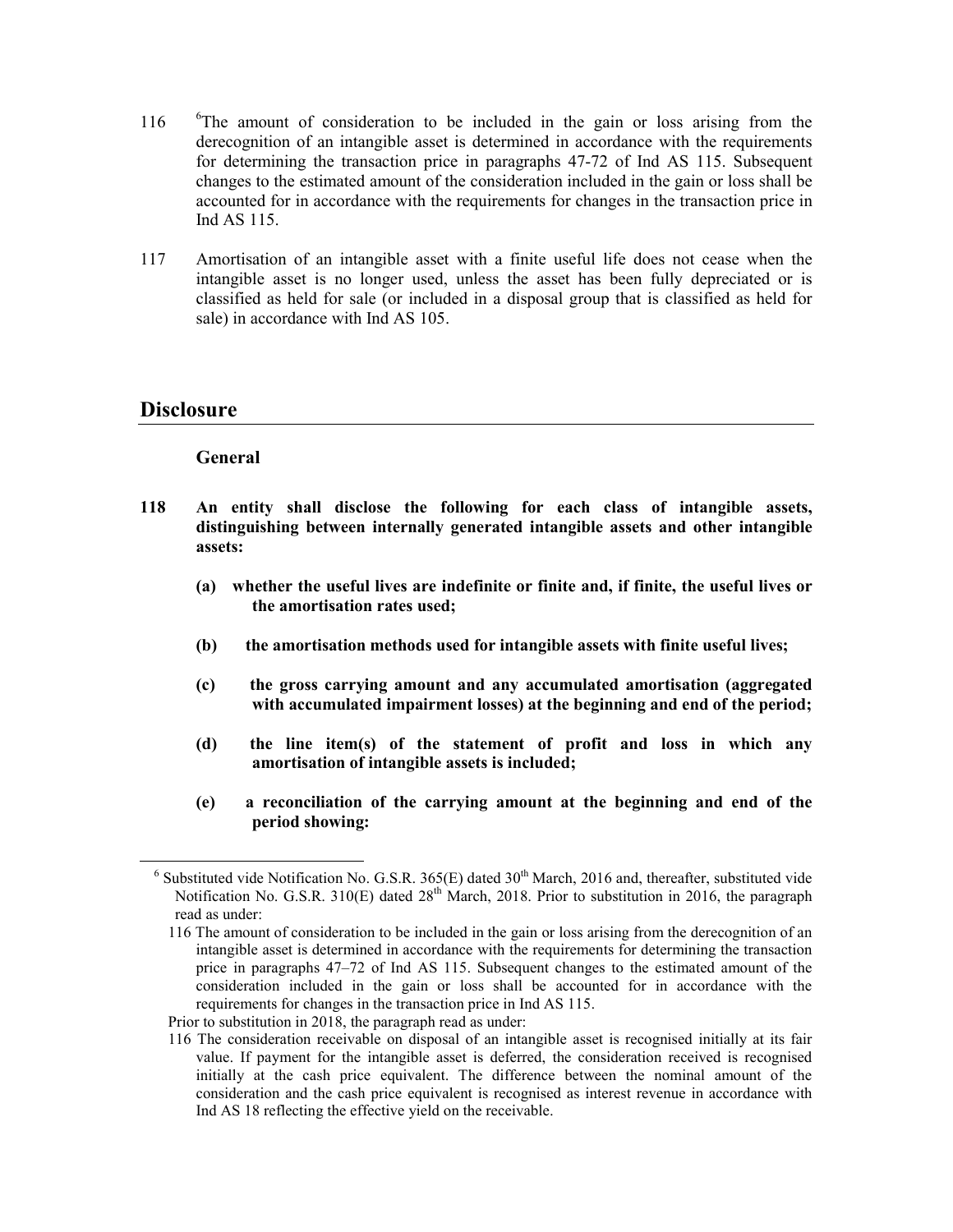116 [6]The amount of consideration to be included in the gain or loss arising from the derecognition of an intangible asset is determined in accordance with the requirements for determining the transaction price in paragraphs 47-72 of Ind AS 115. Subsequent changes to the estimated amount of the consideration included in the gain or loss shall be accounted for in accordance with the requirements for changes in the transaction price in Ind AS 115.

117 Amortisation of an intangible asset with a finite useful life does not cease when the intangible asset is no longer used, unless the asset has been fully depreciated or is classified as held for sale (or included in a disposal group that is classified as held for sale) in accordance with Ind AS 105.

## Disclosure

### General

**118 An entity shall disclose the following for each class of intangible assets, distinguishing between internally generated intangible assets and other intangible assets:**

**(a) whether the useful lives are indefinite or finite and, if finite, the useful lives or the amortisation rates used;**

**(b) the amortisation methods used for intangible assets with finite useful lives;**

**(c) the gross carrying amount and any accumulated amortisation (aggregated with accumulated impairment losses) at the beginning and end of the period;**

**(d) the line item(s) of the statement of profit and loss in which any amortisation of intangible assets is included;**

**(e) a reconciliation of the carrying amount at the beginning and end of the period showing:**

---

[6] Substituted vide Notification No. G.S.R. 365(E) dated 30th March, 2016 and, thereafter, substituted vide Notification No. G.S.R. 310(E) dated 28th March, 2018. Prior to substitution in 2016, the paragraph read as under:

116 The amount of consideration to be included in the gain or loss arising from the derecognition of an intangible asset is determined in accordance with the requirements for determining the transaction price in paragraphs 47–72 of Ind AS 115. Subsequent changes to the estimated amount of the consideration included in the gain or loss shall be accounted for in accordance with the requirements for changes in the transaction price in Ind AS 115.

Prior to substitution in 2018, the paragraph read as under:

116 The consideration receivable on disposal of an intangible asset is recognised initially at its fair value. If payment for the intangible asset is deferred, the consideration received is recognised initially at the cash price equivalent. The difference between the nominal amount of the consideration and the cash price equivalent is recognised as interest revenue in accordance with Ind AS 18 reflecting the effective yield on the receivable.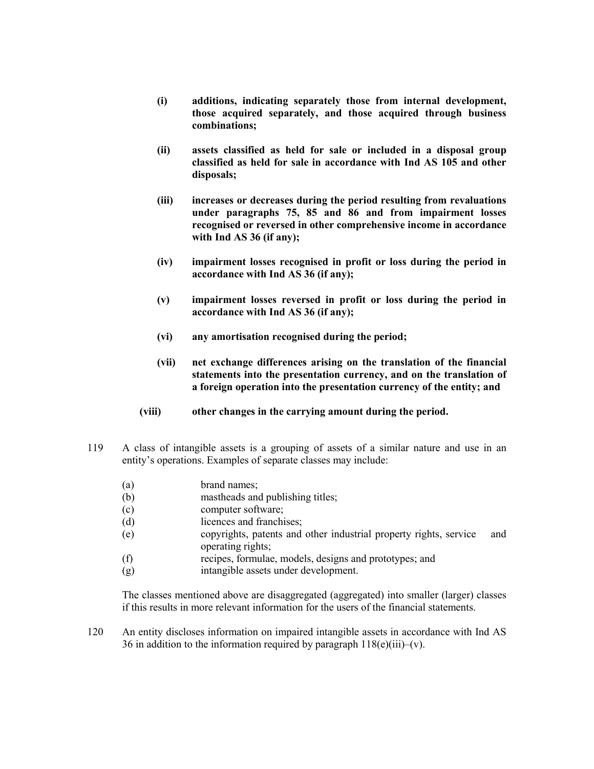- **(i)** **additions, indicating separately those from internal development, those acquired separately, and those acquired through business combinations;**

- **(ii)** **assets classified as held for sale or included in a disposal group classified as held for sale in accordance with Ind AS 105 and other disposals;**

- **(iii)** **increases or decreases during the period resulting from revaluations under paragraphs 75, 85 and 86 and from impairment losses recognised or reversed in other comprehensive income in accordance with Ind AS 36 (if any);**

- **(iv)** **impairment losses recognised in profit or loss during the period in accordance with Ind AS 36 (if any);**

- **(v)** **impairment losses reversed in profit or loss during the period in accordance with Ind AS 36 (if any);**

- **(vi)** **any amortisation recognised during the period;**

- **(vii)** **net exchange differences arising on the translation of the financial statements into the presentation currency, and on the translation of a foreign operation into the presentation currency of the entity; and**

- **(viii)** **other changes in the carrying amount during the period.**

119 A class of intangible assets is a grouping of assets of a similar nature and use in an entity's operations. Examples of separate classes may include:

- (a) brand names;
- (b) mastheads and publishing titles;
- (c) computer software;
- (d) licences and franchises;
- (e) copyrights, patents and other industrial property rights, service and operating rights;
- (f) recipes, formulae, models, designs and prototypes; and
- (g) intangible assets under development.

The classes mentioned above are disaggregated (aggregated) into smaller (larger) classes if this results in more relevant information for the users of the financial statements.

120 An entity discloses information on impaired intangible assets in accordance with Ind AS 36 in addition to the information required by paragraph 118(e)(iii)–(v).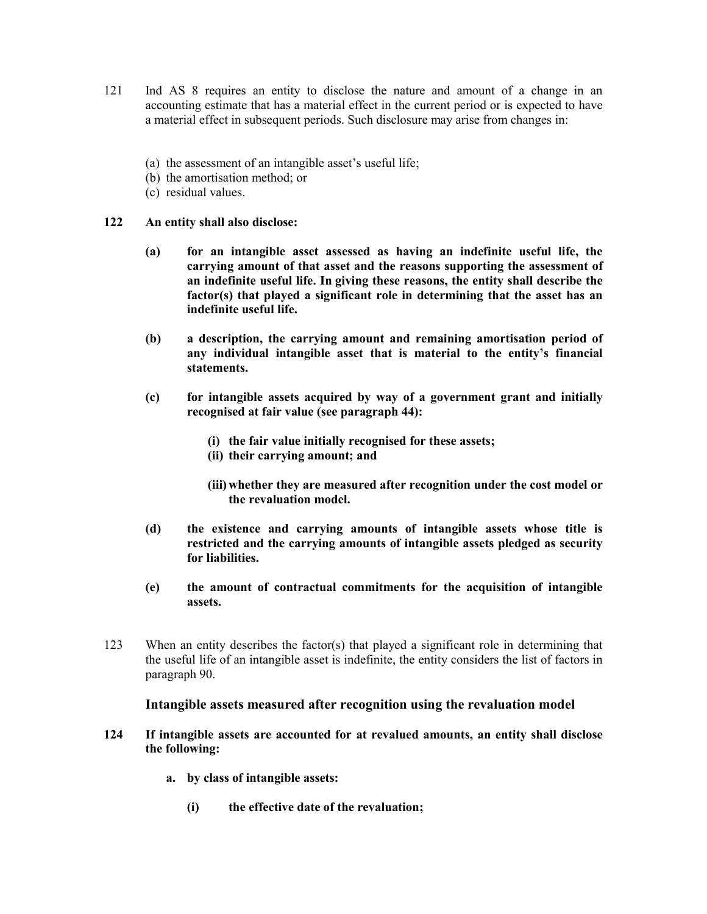121 Ind AS 8 requires an entity to disclose the nature and amount of a change in an accounting estimate that has a material effect in the current period or is expected to have a material effect in subsequent periods. Such disclosure may arise from changes in:

(a) the assessment of an intangible asset's useful life;
(b) the amortisation method; or
(c) residual values.

**122 An entity shall also disclose:**

**(a) for an intangible asset assessed as having an indefinite useful life, the carrying amount of that asset and the reasons supporting the assessment of an indefinite useful life. In giving these reasons, the entity shall describe the factor(s) that played a significant role in determining that the asset has an indefinite useful life.**

**(b) a description, the carrying amount and remaining amortisation period of any individual intangible asset that is material to the entity's financial statements.**

**(c) for intangible assets acquired by way of a government grant and initially recognised at fair value (see paragraph 44):**

**(i) the fair value initially recognised for these assets;**
**(ii) their carrying amount; and**

**(iii) whether they are measured after recognition under the cost model or the revaluation model.**

**(d) the existence and carrying amounts of intangible assets whose title is restricted and the carrying amounts of intangible assets pledged as security for liabilities.**

**(e) the amount of contractual commitments for the acquisition of intangible assets.**

123 When an entity describes the factor(s) that played a significant role in determining that the useful life of an intangible asset is indefinite, the entity considers the list of factors in paragraph 90.

### Intangible assets measured after recognition using the revaluation model

**124 If intangible assets are accounted for at revalued amounts, an entity shall disclose the following:**

**a. by class of intangible assets:**

**(i) the effective date of the revaluation;**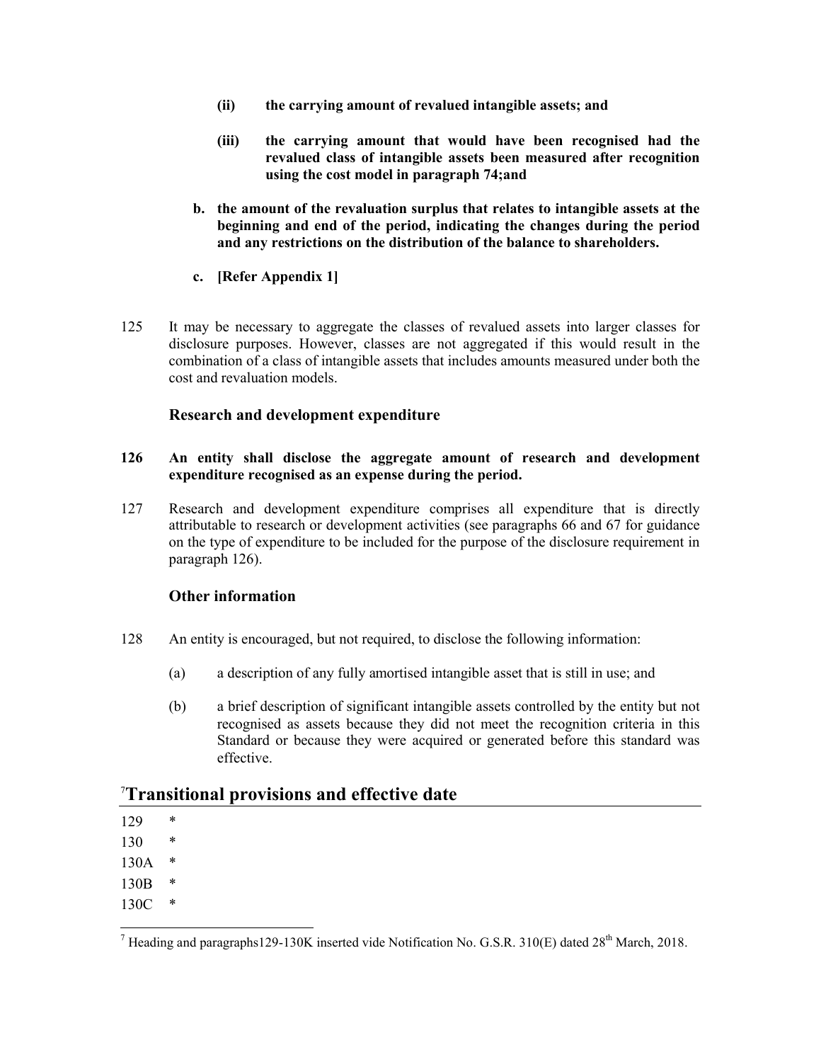**(ii) the carrying amount of revalued intangible assets; and**

**(iii) the carrying amount that would have been recognised had the revalued class of intangible assets been measured after recognition using the cost model in paragraph 74;and**

**b. the amount of the revaluation surplus that relates to intangible assets at the beginning and end of the period, indicating the changes during the period and any restrictions on the distribution of the balance to shareholders.**

**c. [Refer Appendix 1]**

125 It may be necessary to aggregate the classes of revalued assets into larger classes for disclosure purposes. However, classes are not aggregated if this would result in the combination of a class of intangible assets that includes amounts measured under both the cost and revaluation models.

### Research and development expenditure

**126 An entity shall disclose the aggregate amount of research and development expenditure recognised as an expense during the period.**

127 Research and development expenditure comprises all expenditure that is directly attributable to research or development activities (see paragraphs 66 and 67 for guidance on the type of expenditure to be included for the purpose of the disclosure requirement in paragraph 126).

### Other information

128 An entity is encouraged, but not required, to disclose the following information:

(a) a description of any fully amortised intangible asset that is still in use; and

(b) a brief description of significant intangible assets controlled by the entity but not recognised as assets because they did not meet the recognition criteria in this Standard or because they were acquired or generated before this standard was effective.

## [7]Transitional provisions and effective date

129 *

130 *

130A *

130B *

130C *

[7] Heading and paragraphs129-130K inserted vide Notification No. G.S.R. 310(E) dated 28th March, 2018.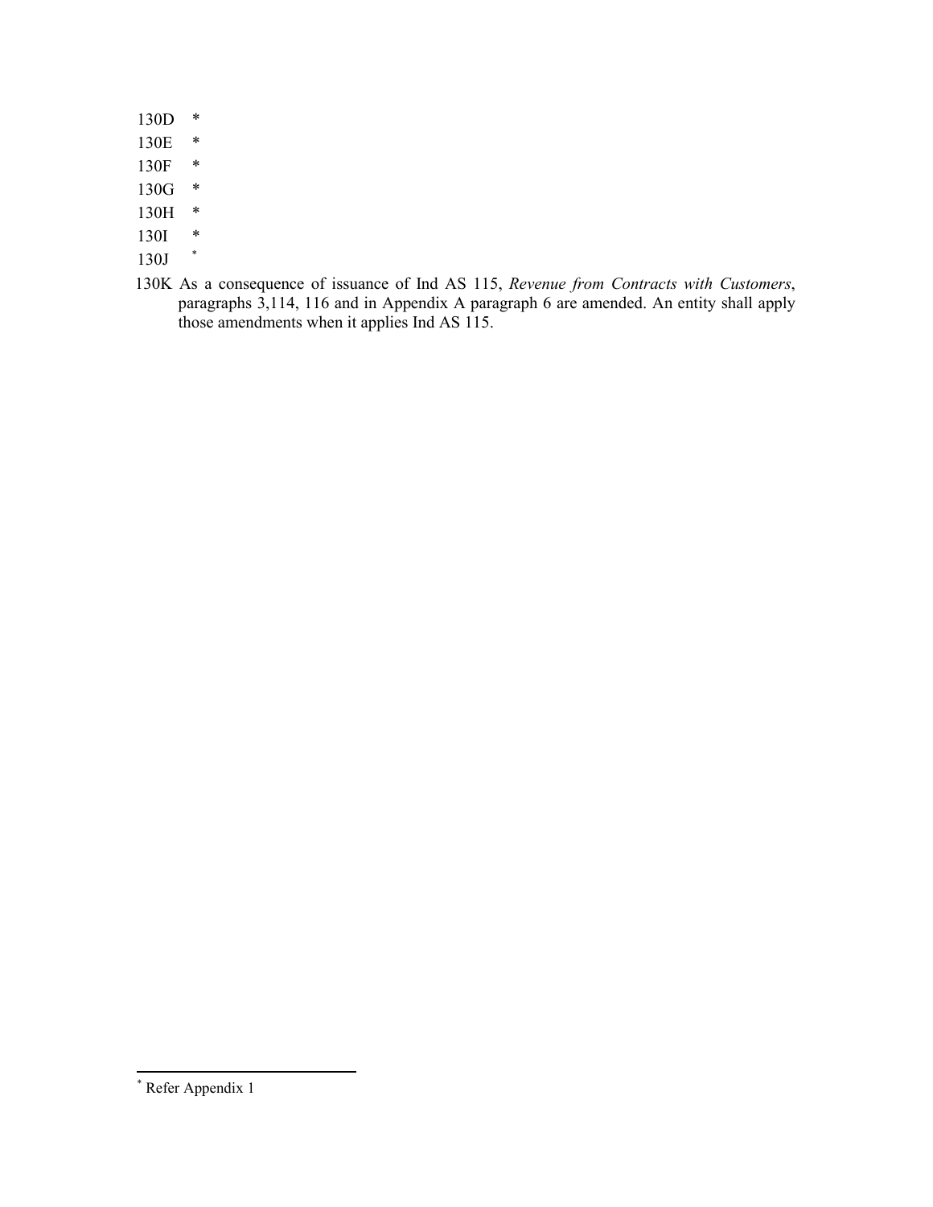130D *

130E *

130F *

130G *

130H *

130I *

130J *

130K As a consequence of issuance of Ind AS 115, *Revenue from Contracts with Customers*, paragraphs 3,114, 116 and in Appendix A paragraph 6 are amended. An entity shall apply those amendments when it applies Ind AS 115.

---

* Refer Appendix 1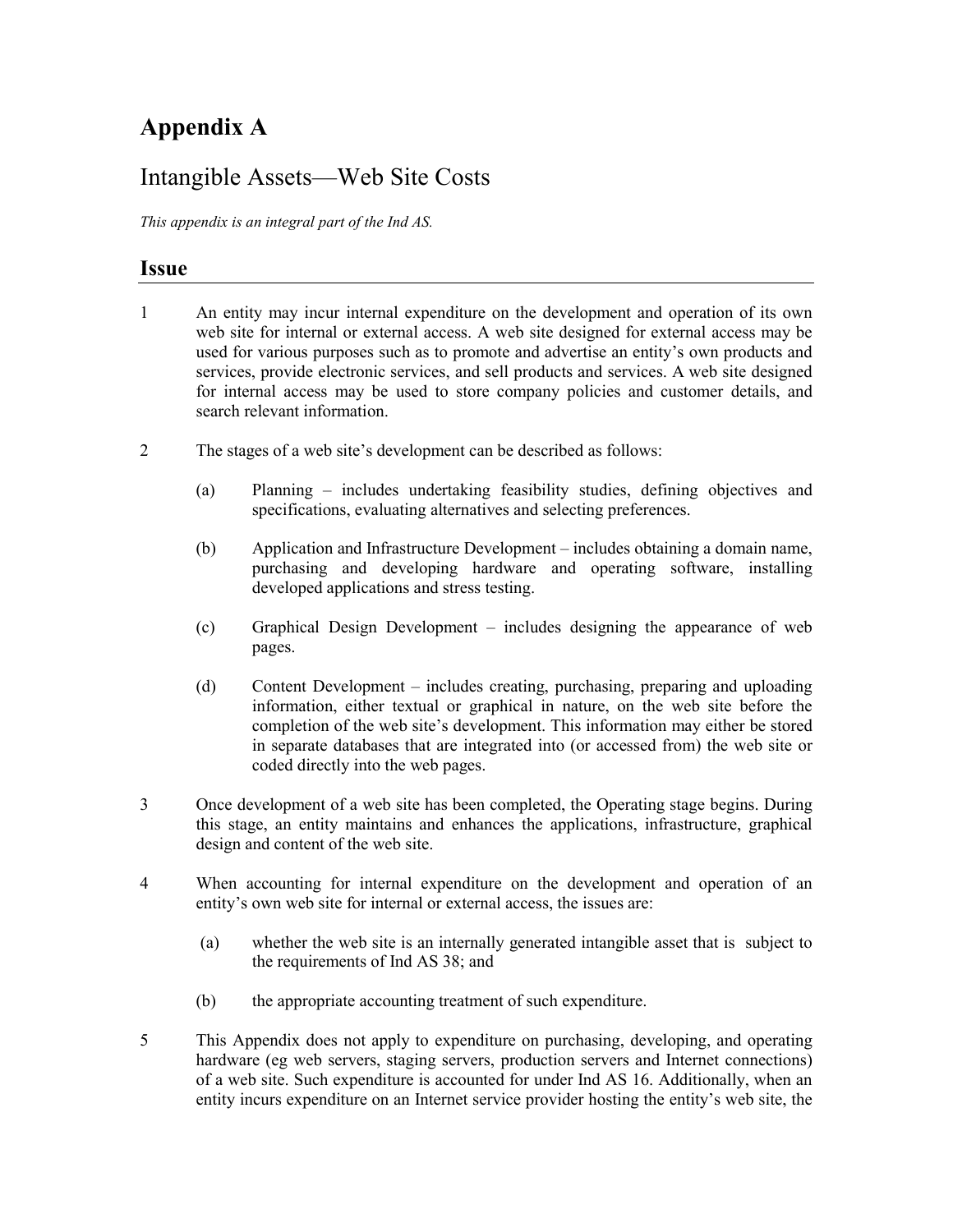# Appendix A

## Intangible Assets—Web Site Costs

*This appendix is an integral part of the Ind AS.*

## Issue

1 An entity may incur internal expenditure on the development and operation of its own web site for internal or external access. A web site designed for external access may be used for various purposes such as to promote and advertise an entity's own products and services, provide electronic services, and sell products and services. A web site designed for internal access may be used to store company policies and customer details, and search relevant information.

2 The stages of a web site's development can be described as follows:

(a) Planning – includes undertaking feasibility studies, defining objectives and specifications, evaluating alternatives and selecting preferences.

(b) Application and Infrastructure Development – includes obtaining a domain name, purchasing and developing hardware and operating software, installing developed applications and stress testing.

(c) Graphical Design Development – includes designing the appearance of web pages.

(d) Content Development – includes creating, purchasing, preparing and uploading information, either textual or graphical in nature, on the web site before the completion of the web site's development. This information may either be stored in separate databases that are integrated into (or accessed from) the web site or coded directly into the web pages.

3 Once development of a web site has been completed, the Operating stage begins. During this stage, an entity maintains and enhances the applications, infrastructure, graphical design and content of the web site.

4 When accounting for internal expenditure on the development and operation of an entity's own web site for internal or external access, the issues are:

(a) whether the web site is an internally generated intangible asset that is subject to the requirements of Ind AS 38; and

(b) the appropriate accounting treatment of such expenditure.

5 This Appendix does not apply to expenditure on purchasing, developing, and operating hardware (eg web servers, staging servers, production servers and Internet connections) of a web site. Such expenditure is accounted for under Ind AS 16. Additionally, when an entity incurs expenditure on an Internet service provider hosting the entity's web site, the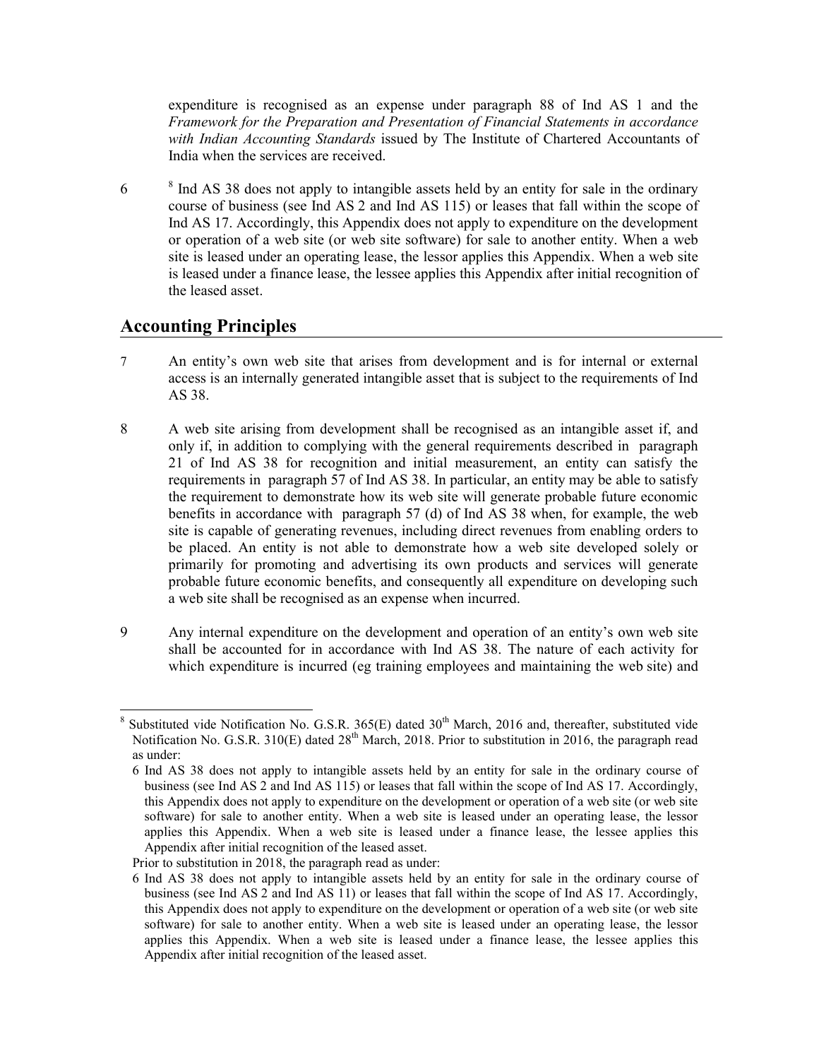expenditure is recognised as an expense under paragraph 88 of Ind AS 1 and the *Framework for the Preparation and Presentation of Financial Statements in accordance with Indian Accounting Standards* issued by The Institute of Chartered Accountants of India when the services are received.

6 [8] Ind AS 38 does not apply to intangible assets held by an entity for sale in the ordinary course of business (see Ind AS 2 and Ind AS 115) or leases that fall within the scope of Ind AS 17. Accordingly, this Appendix does not apply to expenditure on the development or operation of a web site (or web site software) for sale to another entity. When a web site is leased under an operating lease, the lessor applies this Appendix. When a web site is leased under a finance lease, the lessee applies this Appendix after initial recognition of the leased asset.

## Accounting Principles

7 An entity's own web site that arises from development and is for internal or external access is an internally generated intangible asset that is subject to the requirements of Ind AS 38.

8 A web site arising from development shall be recognised as an intangible asset if, and only if, in addition to complying with the general requirements described in paragraph 21 of Ind AS 38 for recognition and initial measurement, an entity can satisfy the requirements in paragraph 57 of Ind AS 38. In particular, an entity may be able to satisfy the requirement to demonstrate how its web site will generate probable future economic benefits in accordance with paragraph 57 (d) of Ind AS 38 when, for example, the web site is capable of generating revenues, including direct revenues from enabling orders to be placed. An entity is not able to demonstrate how a web site developed solely or primarily for promoting and advertising its own products and services will generate probable future economic benefits, and consequently all expenditure on developing such a web site shall be recognised as an expense when incurred.

9 Any internal expenditure on the development and operation of an entity's own web site shall be accounted for in accordance with Ind AS 38. The nature of each activity for which expenditure is incurred (eg training employees and maintaining the web site) and

---

[8] Substituted vide Notification No. G.S.R. 365(E) dated 30th March, 2016 and, thereafter, substituted vide Notification No. G.S.R. 310(E) dated 28th March, 2018. Prior to substitution in 2016, the paragraph read as under:

6 Ind AS 38 does not apply to intangible assets held by an entity for sale in the ordinary course of business (see Ind AS 2 and Ind AS 115) or leases that fall within the scope of Ind AS 17. Accordingly, this Appendix does not apply to expenditure on the development or operation of a web site (or web site software) for sale to another entity. When a web site is leased under an operating lease, the lessor applies this Appendix. When a web site is leased under a finance lease, the lessee applies this Appendix after initial recognition of the leased asset.

Prior to substitution in 2018, the paragraph read as under:

6 Ind AS 38 does not apply to intangible assets held by an entity for sale in the ordinary course of business (see Ind AS 2 and Ind AS 11) or leases that fall within the scope of Ind AS 17. Accordingly, this Appendix does not apply to expenditure on the development or operation of a web site (or web site software) for sale to another entity. When a web site is leased under an operating lease, the lessor applies this Appendix. When a web site is leased under a finance lease, the lessee applies this Appendix after initial recognition of the leased asset.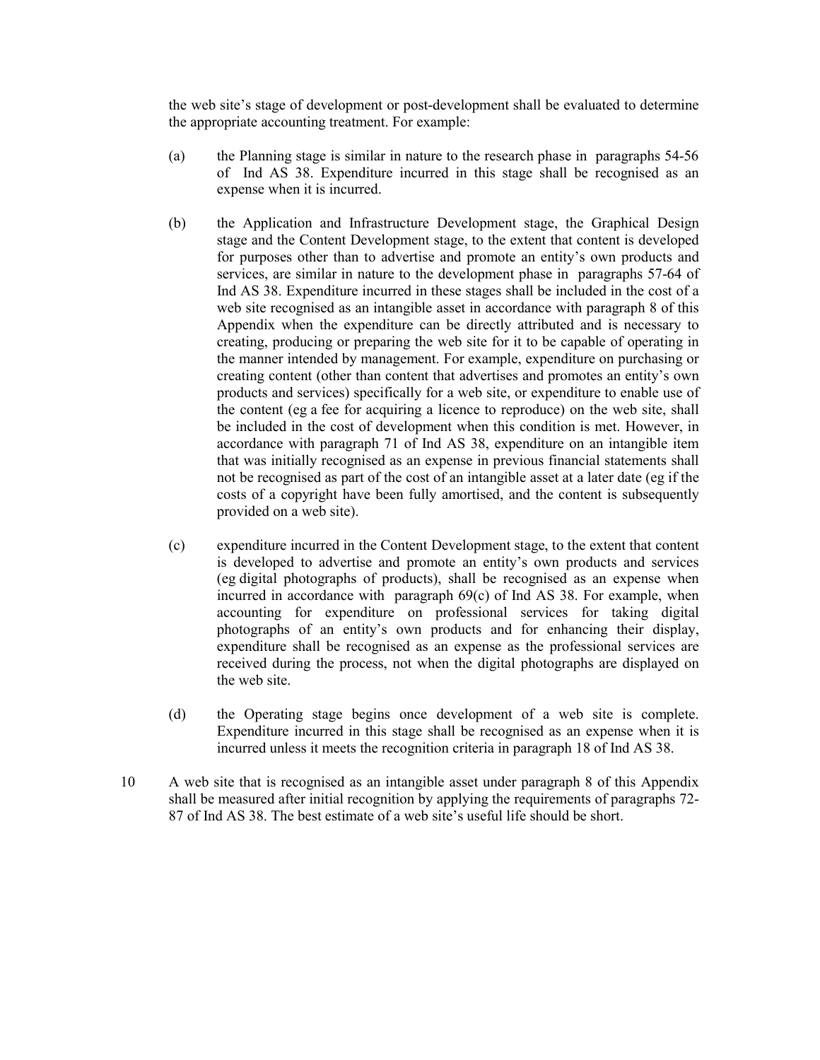the web site's stage of development or post-development shall be evaluated to determine the appropriate accounting treatment. For example:

(a) the Planning stage is similar in nature to the research phase in paragraphs 54-56 of Ind AS 38. Expenditure incurred in this stage shall be recognised as an expense when it is incurred.

(b) the Application and Infrastructure Development stage, the Graphical Design stage and the Content Development stage, to the extent that content is developed for purposes other than to advertise and promote an entity's own products and services, are similar in nature to the development phase in paragraphs 57-64 of Ind AS 38. Expenditure incurred in these stages shall be included in the cost of a web site recognised as an intangible asset in accordance with paragraph 8 of this Appendix when the expenditure can be directly attributed and is necessary to creating, producing or preparing the web site for it to be capable of operating in the manner intended by management. For example, expenditure on purchasing or creating content (other than content that advertises and promotes an entity's own products and services) specifically for a web site, or expenditure to enable use of the content (eg a fee for acquiring a licence to reproduce) on the web site, shall be included in the cost of development when this condition is met. However, in accordance with paragraph 71 of Ind AS 38, expenditure on an intangible item that was initially recognised as an expense in previous financial statements shall not be recognised as part of the cost of an intangible asset at a later date (eg if the costs of a copyright have been fully amortised, and the content is subsequently provided on a web site).

(c) expenditure incurred in the Content Development stage, to the extent that content is developed to advertise and promote an entity's own products and services (eg digital photographs of products), shall be recognised as an expense when incurred in accordance with paragraph 69(c) of Ind AS 38. For example, when accounting for expenditure on professional services for taking digital photographs of an entity's own products and for enhancing their display, expenditure shall be recognised as an expense as the professional services are received during the process, not when the digital photographs are displayed on the web site.

(d) the Operating stage begins once development of a web site is complete. Expenditure incurred in this stage shall be recognised as an expense when it is incurred unless it meets the recognition criteria in paragraph 18 of Ind AS 38.

10 A web site that is recognised as an intangible asset under paragraph 8 of this Appendix shall be measured after initial recognition by applying the requirements of paragraphs 72-87 of Ind AS 38. The best estimate of a web site's useful life should be short.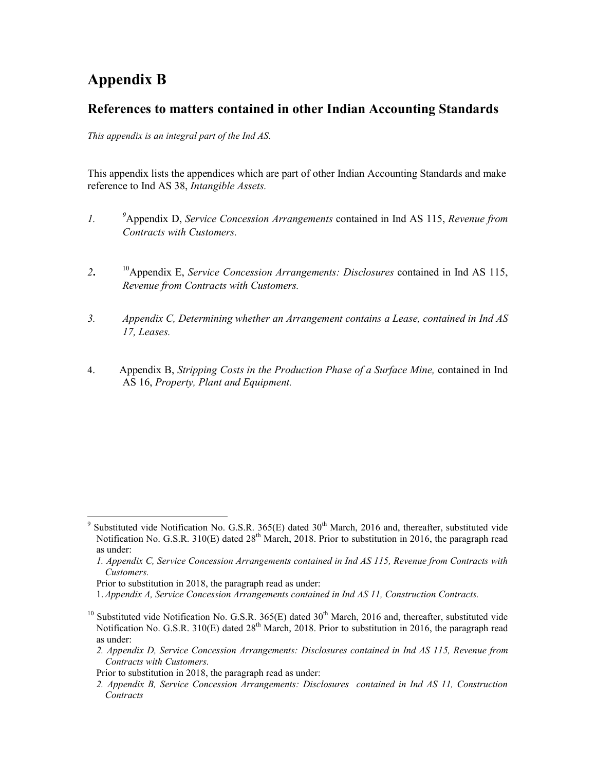# Appendix B

## References to matters contained in other Indian Accounting Standards

*This appendix is an integral part of the Ind AS.*

This appendix lists the appendices which are part of other Indian Accounting Standards and make reference to Ind AS 38, *Intangible Assets.*

*1.* [9]Appendix D, *Service Concession Arrangements* contained in Ind AS 115, *Revenue from Contracts with Customers.*

**2.** [10]Appendix E, *Service Concession Arrangements: Disclosures* contained in Ind AS 115, *Revenue from Contracts with Customers.*

*3. Appendix C, Determining whether an Arrangement contains a Lease, contained in Ind AS 17, Leases.*

4. Appendix B, *Stripping Costs in the Production Phase of a Surface Mine,* contained in Ind AS 16, *Property, Plant and Equipment.*

---

[9] Substituted vide Notification No. G.S.R. 365(E) dated 30th March, 2016 and, thereafter, substituted vide Notification No. G.S.R. 310(E) dated 28th March, 2018. Prior to substitution in 2016, the paragraph read as under:

*1. Appendix C, Service Concession Arrangements contained in Ind AS 115, Revenue from Contracts with Customers.*

Prior to substitution in 2018, the paragraph read as under:

1. *Appendix A, Service Concession Arrangements contained in Ind AS 11, Construction Contracts.*

[10] Substituted vide Notification No. G.S.R. 365(E) dated 30th March, 2016 and, thereafter, substituted vide Notification No. G.S.R. 310(E) dated 28th March, 2018. Prior to substitution in 2016, the paragraph read as under:

*2. Appendix D, Service Concession Arrangements: Disclosures contained in Ind AS 115, Revenue from Contracts with Customers.*

Prior to substitution in 2018, the paragraph read as under:

*2. Appendix B, Service Concession Arrangements: Disclosures contained in Ind AS 11, Construction Contracts*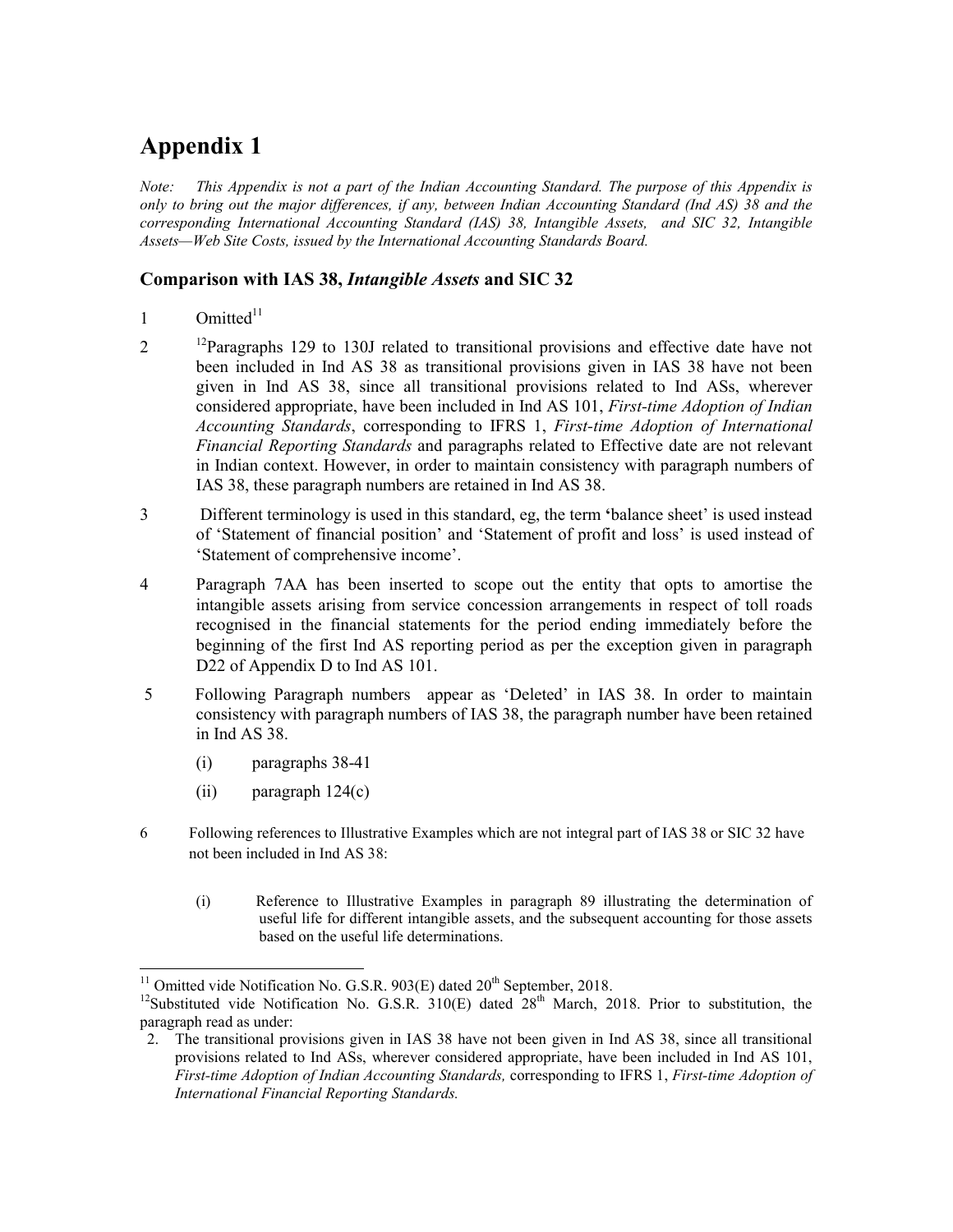# Appendix 1

*Note: This Appendix is not a part of the Indian Accounting Standard. The purpose of this Appendix is only to bring out the major differences, if any, between Indian Accounting Standard (Ind AS) 38 and the corresponding International Accounting Standard (IAS) 38, Intangible Assets, and SIC 32, Intangible Assets—Web Site Costs, issued by the International Accounting Standards Board.*

## Comparison with IAS 38, *Intangible Assets* and SIC 32

1. Omitted[11]

2. [12]Paragraphs 129 to 130J related to transitional provisions and effective date have not been included in Ind AS 38 as transitional provisions given in IAS 38 have not been given in Ind AS 38, since all transitional provisions related to Ind ASs, wherever considered appropriate, have been included in Ind AS 101, *First-time Adoption of Indian Accounting Standards*, corresponding to IFRS 1, *First-time Adoption of International Financial Reporting Standards* and paragraphs related to Effective date are not relevant in Indian context. However, in order to maintain consistency with paragraph numbers of IAS 38, these paragraph numbers are retained in Ind AS 38.

3. Different terminology is used in this standard, eg, the term 'balance sheet' is used instead of 'Statement of financial position' and 'Statement of profit and loss' is used instead of 'Statement of comprehensive income'.

4. Paragraph 7AA has been inserted to scope out the entity that opts to amortise the intangible assets arising from service concession arrangements in respect of toll roads recognised in the financial statements for the period ending immediately before the beginning of the first Ind AS reporting period as per the exception given in paragraph D22 of Appendix D to Ind AS 101.

5. Following Paragraph numbers appear as 'Deleted' in IAS 38. In order to maintain consistency with paragraph numbers of IAS 38, the paragraph number have been retained in Ind AS 38.

   (i) paragraphs 38-41

   (ii) paragraph 124(c)

6. Following references to Illustrative Examples which are not integral part of IAS 38 or SIC 32 have not been included in Ind AS 38:

   (i) Reference to Illustrative Examples in paragraph 89 illustrating the determination of useful life for different intangible assets, and the subsequent accounting for those assets based on the useful life determinations.

---

[11] Omitted vide Notification No. G.S.R. 903(E) dated 20th September, 2018.

[12] Substituted vide Notification No. G.S.R. 310(E) dated 28th March, 2018. Prior to substitution, the paragraph read as under:

2. The transitional provisions given in IAS 38 have not been given in Ind AS 38, since all transitional provisions related to Ind ASs, wherever considered appropriate, have been included in Ind AS 101, *First-time Adoption of Indian Accounting Standards,* corresponding to IFRS 1, *First-time Adoption of International Financial Reporting Standards.*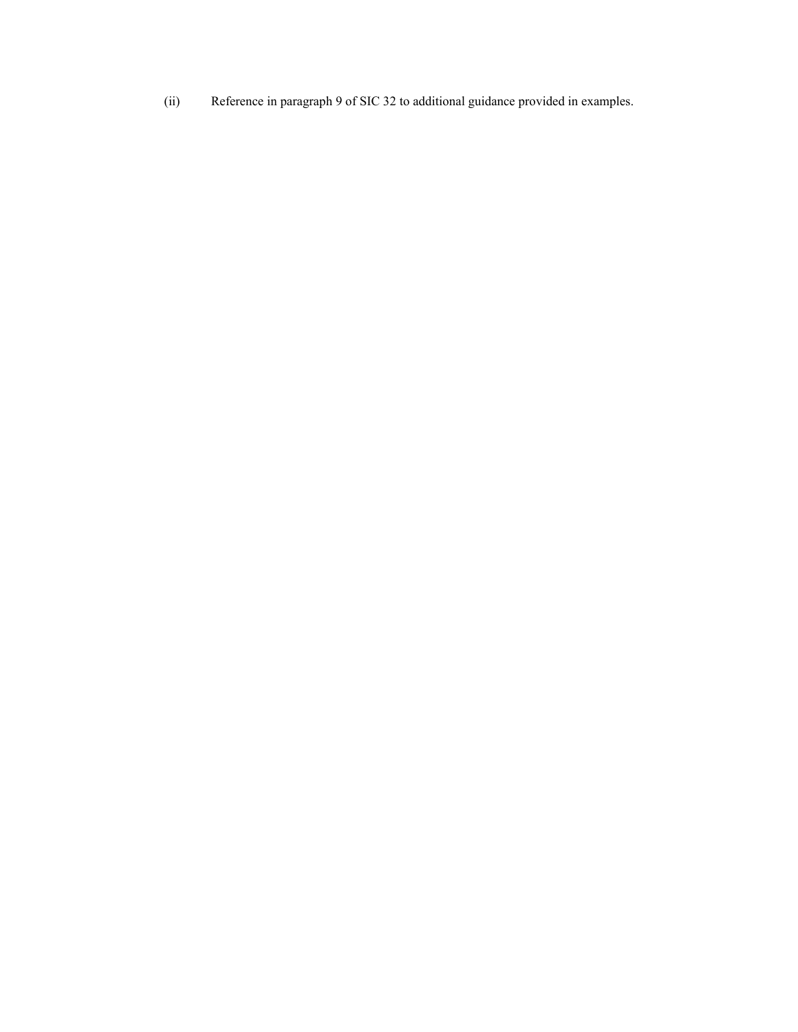(ii) Reference in paragraph 9 of SIC 32 to additional guidance provided in examples.